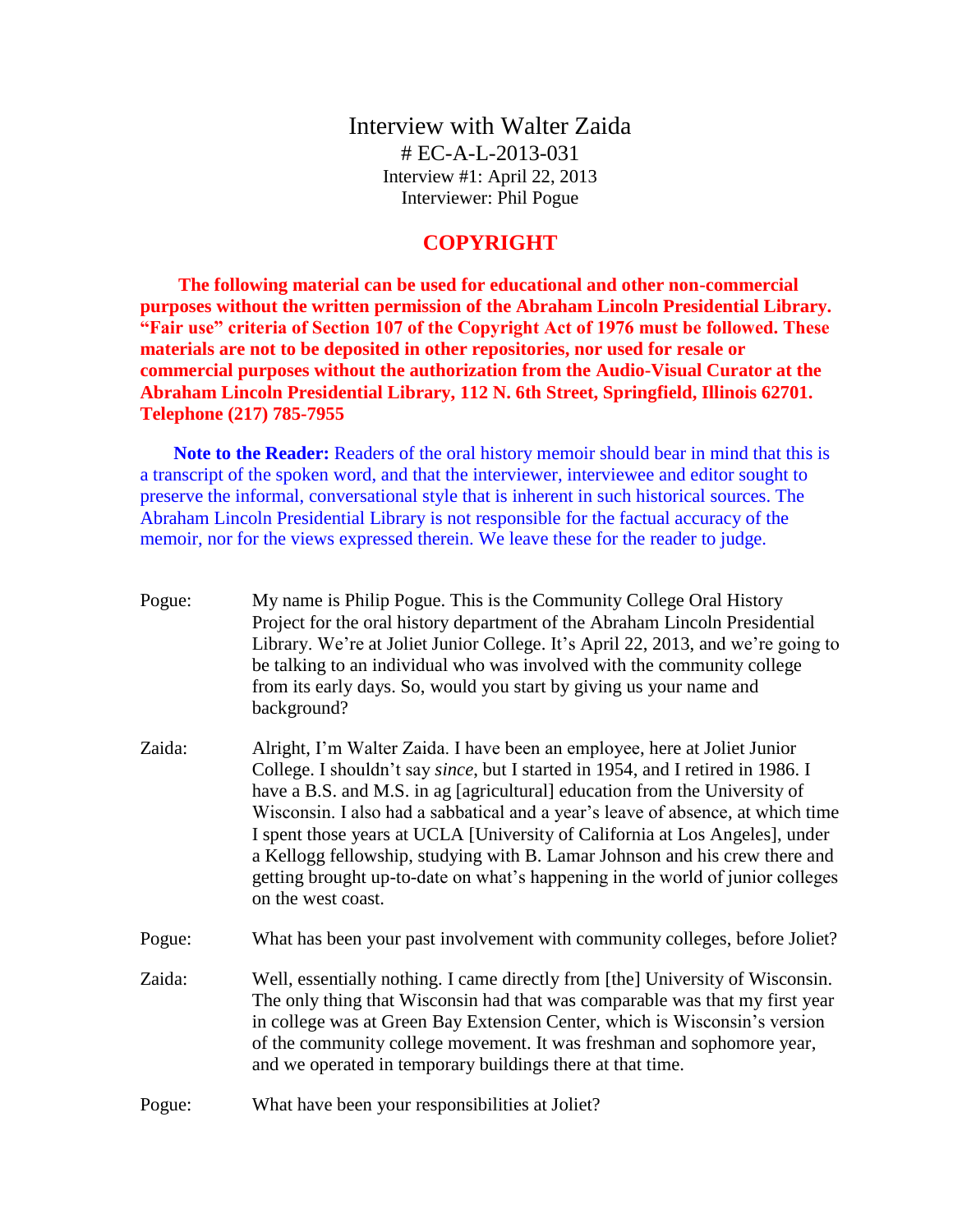# Interview with Walter Zaida

# EC-A-L-2013-031

Interview #1: April 22, 2013

Interviewer: Phil Pogue

## COPYRIGHT

**The following material can be used for educational and other non-commercial purposes without the written permission of the Abraham Lincoln Presidential Library. "Fair use" criteria of Section 107 of the Copyright Act of 1976 must be followed. These materials are not to be deposited in other repositories, nor used for resale or commercial purposes without the authorization from the Audio-Visual Curator at the Abraham Lincoln Presidential Library, 112 N. 6th Street, Springfield, Illinois 62701. Telephone (217) 785-7955**

**Note to the Reader:** Readers of the oral history memoir should bear in mind that this is a transcript of the spoken word, and that the interviewer, interviewee and editor sought to preserve the informal, conversational style that is inherent in such historical sources. The Abraham Lincoln Presidential Library is not responsible for the factual accuracy of the memoir, nor for the views expressed therein. We leave these for the reader to judge.

Pogue: My name is Philip Pogue. This is the Community College Oral History Project for the oral history department of the Abraham Lincoln Presidential Library. We're at Joliet Junior College. It's April 22, 2013, and we're going to be talking to an individual who was involved with the community college from its early days. So, would you start by giving us your name and background?

Zaida: Alright, I'm Walter Zaida. I have been an employee, here at Joliet Junior College. I shouldn't say *since*, but I started in 1954, and I retired in 1986. I have a B.S. and M.S. in ag [agricultural] education from the University of Wisconsin. I also had a sabbatical and a year's leave of absence, at which time I spent those years at UCLA [University of California at Los Angeles], under a Kellogg fellowship, studying with B. Lamar Johnson and his crew there and getting brought up-to-date on what's happening in the world of junior colleges on the west coast.

Pogue: What has been your past involvement with community colleges, before Joliet?

Zaida: Well, essentially nothing. I came directly from [the] University of Wisconsin. The only thing that Wisconsin had that was comparable was that my first year in college was at Green Bay Extension Center, which is Wisconsin's version of the community college movement. It was freshman and sophomore year, and we operated in temporary buildings there at that time.

Pogue: What have been your responsibilities at Joliet?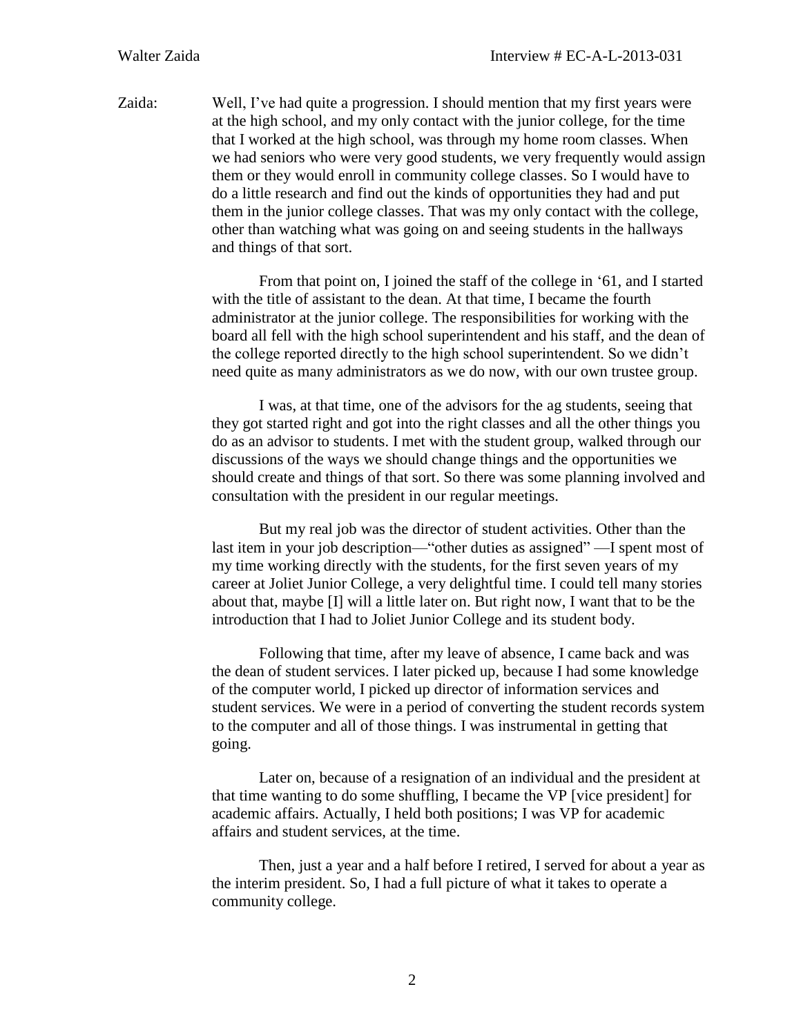Zaida: Well, I've had quite a progression. I should mention that my first years were at the high school, and my only contact with the junior college, for the time that I worked at the high school, was through my home room classes. When we had seniors who were very good students, we very frequently would assign them or they would enroll in community college classes. So I would have to do a little research and find out the kinds of opportunities they had and put them in the junior college classes. That was my only contact with the college, other than watching what was going on and seeing students in the hallways and things of that sort.

From that point on, I joined the staff of the college in '61, and I started with the title of assistant to the dean. At that time, I became the fourth administrator at the junior college. The responsibilities for working with the board all fell with the high school superintendent and his staff, and the dean of the college reported directly to the high school superintendent. So we didn't need quite as many administrators as we do now, with our own trustee group.

I was, at that time, one of the advisors for the ag students, seeing that they got started right and got into the right classes and all the other things you do as an advisor to students. I met with the student group, walked through our discussions of the ways we should change things and the opportunities we should create and things of that sort. So there was some planning involved and consultation with the president in our regular meetings.

But my real job was the director of student activities. Other than the last item in your job description—"other duties as assigned" —I spent most of my time working directly with the students, for the first seven years of my career at Joliet Junior College, a very delightful time. I could tell many stories about that, maybe [I] will a little later on. But right now, I want that to be the introduction that I had to Joliet Junior College and its student body.

Following that time, after my leave of absence, I came back and was the dean of student services. I later picked up, because I had some knowledge of the computer world, I picked up director of information services and student services. We were in a period of converting the student records system to the computer and all of those things. I was instrumental in getting that going.

Later on, because of a resignation of an individual and the president at that time wanting to do some shuffling, I became the VP [vice president] for academic affairs. Actually, I held both positions; I was VP for academic affairs and student services, at the time.

Then, just a year and a half before I retired, I served for about a year as the interim president. So, I had a full picture of what it takes to operate a community college.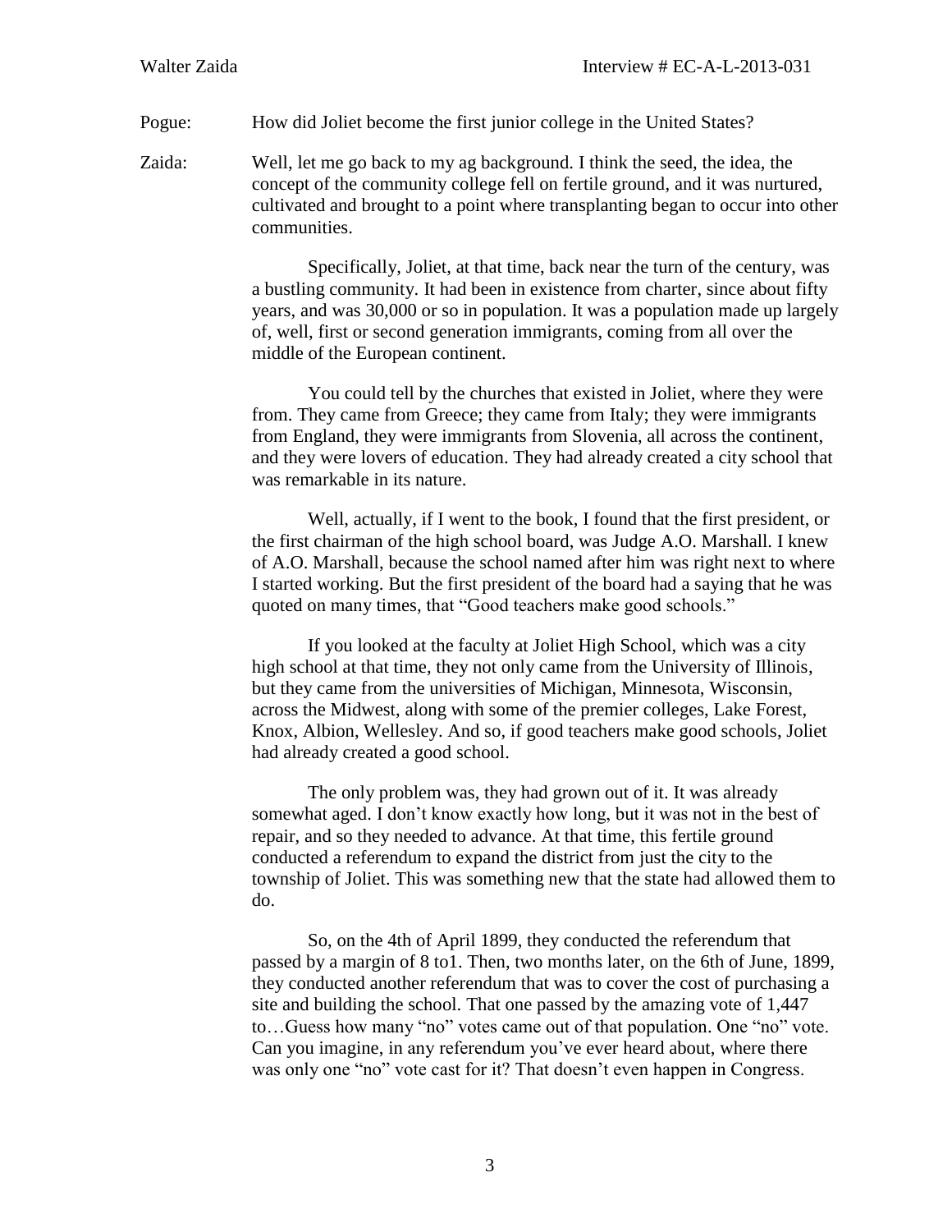Pogue: How did Joliet become the first junior college in the United States?

Zaida: Well, let me go back to my ag background. I think the seed, the idea, the concept of the community college fell on fertile ground, and it was nurtured, cultivated and brought to a point where transplanting began to occur into other communities.

Specifically, Joliet, at that time, back near the turn of the century, was a bustling community. It had been in existence from charter, since about fifty years, and was 30,000 or so in population. It was a population made up largely of, well, first or second generation immigrants, coming from all over the middle of the European continent.

You could tell by the churches that existed in Joliet, where they were from. They came from Greece; they came from Italy; they were immigrants from England, they were immigrants from Slovenia, all across the continent, and they were lovers of education. They had already created a city school that was remarkable in its nature.

Well, actually, if I went to the book, I found that the first president, or the first chairman of the high school board, was Judge A.O. Marshall. I knew of A.O. Marshall, because the school named after him was right next to where I started working. But the first president of the board had a saying that he was quoted on many times, that "Good teachers make good schools."

If you looked at the faculty at Joliet High School, which was a city high school at that time, they not only came from the University of Illinois, but they came from the universities of Michigan, Minnesota, Wisconsin, across the Midwest, along with some of the premier colleges, Lake Forest, Knox, Albion, Wellesley. And so, if good teachers make good schools, Joliet had already created a good school.

The only problem was, they had grown out of it. It was already somewhat aged. I don't know exactly how long, but it was not in the best of repair, and so they needed to advance. At that time, this fertile ground conducted a referendum to expand the district from just the city to the township of Joliet. This was something new that the state had allowed them to do.

So, on the 4th of April 1899, they conducted the referendum that passed by a margin of 8 to1. Then, two months later, on the 6th of June, 1899, they conducted another referendum that was to cover the cost of purchasing a site and building the school. That one passed by the amazing vote of 1,447 to…Guess how many "no" votes came out of that population. One "no" vote. Can you imagine, in any referendum you've ever heard about, where there was only one "no" vote cast for it? That doesn't even happen in Congress.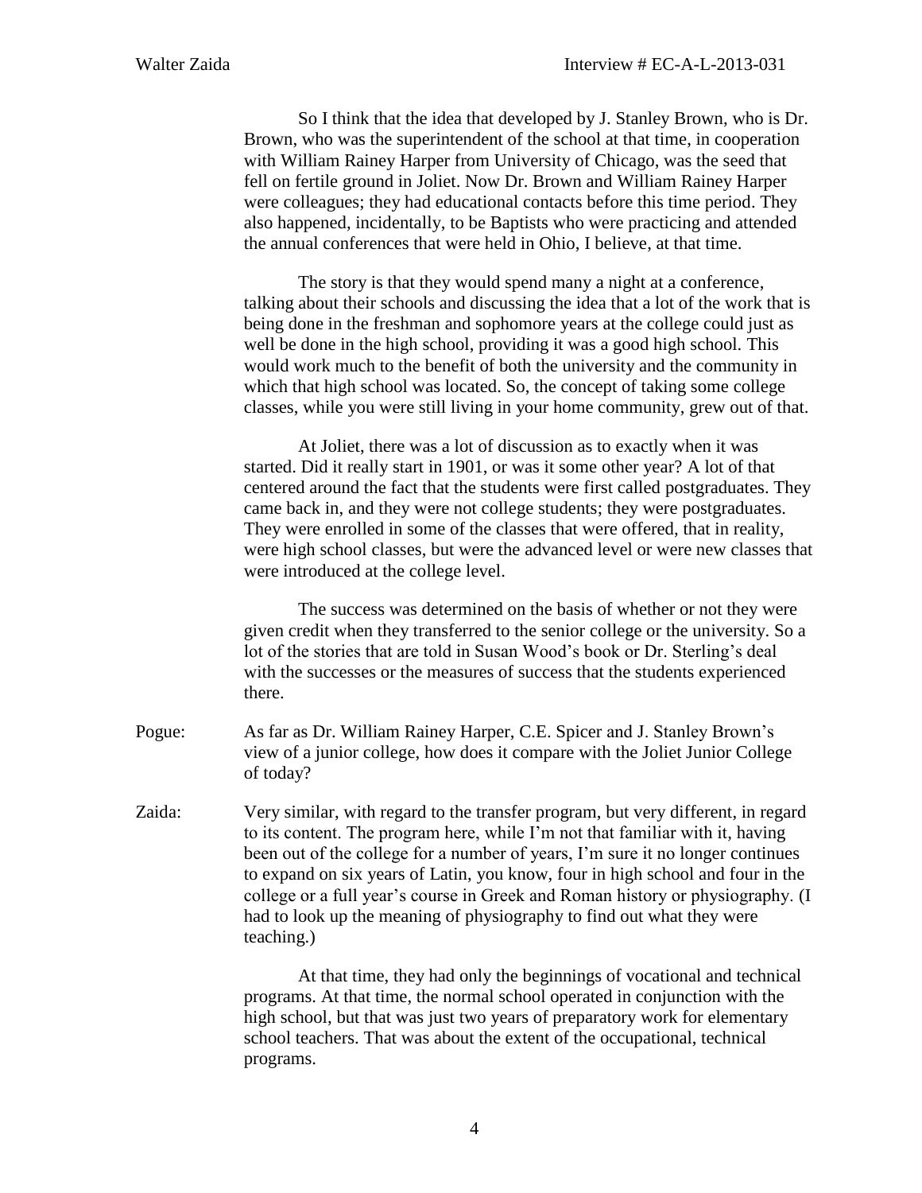So I think that the idea that developed by J. Stanley Brown, who is Dr. Brown, who was the superintendent of the school at that time, in cooperation with William Rainey Harper from University of Chicago, was the seed that fell on fertile ground in Joliet. Now Dr. Brown and William Rainey Harper were colleagues; they had educational contacts before this time period. They also happened, incidentally, to be Baptists who were practicing and attended the annual conferences that were held in Ohio, I believe, at that time.

The story is that they would spend many a night at a conference, talking about their schools and discussing the idea that a lot of the work that is being done in the freshman and sophomore years at the college could just as well be done in the high school, providing it was a good high school. This would work much to the benefit of both the university and the community in which that high school was located. So, the concept of taking some college classes, while you were still living in your home community, grew out of that.

At Joliet, there was a lot of discussion as to exactly when it was started. Did it really start in 1901, or was it some other year? A lot of that centered around the fact that the students were first called postgraduates. They came back in, and they were not college students; they were postgraduates. They were enrolled in some of the classes that were offered, that in reality, were high school classes, but were the advanced level or were new classes that were introduced at the college level.

The success was determined on the basis of whether or not they were given credit when they transferred to the senior college or the university. So a lot of the stories that are told in Susan Wood's book or Dr. Sterling's deal with the successes or the measures of success that the students experienced there.

Pogue: As far as Dr. William Rainey Harper, C.E. Spicer and J. Stanley Brown's view of a junior college, how does it compare with the Joliet Junior College of today?

Zaida: Very similar, with regard to the transfer program, but very different, in regard to its content. The program here, while I'm not that familiar with it, having been out of the college for a number of years, I'm sure it no longer continues to expand on six years of Latin, you know, four in high school and four in the college or a full year's course in Greek and Roman history or physiography. (I had to look up the meaning of physiography to find out what they were teaching.)

At that time, they had only the beginnings of vocational and technical programs. At that time, the normal school operated in conjunction with the high school, but that was just two years of preparatory work for elementary school teachers. That was about the extent of the occupational, technical programs.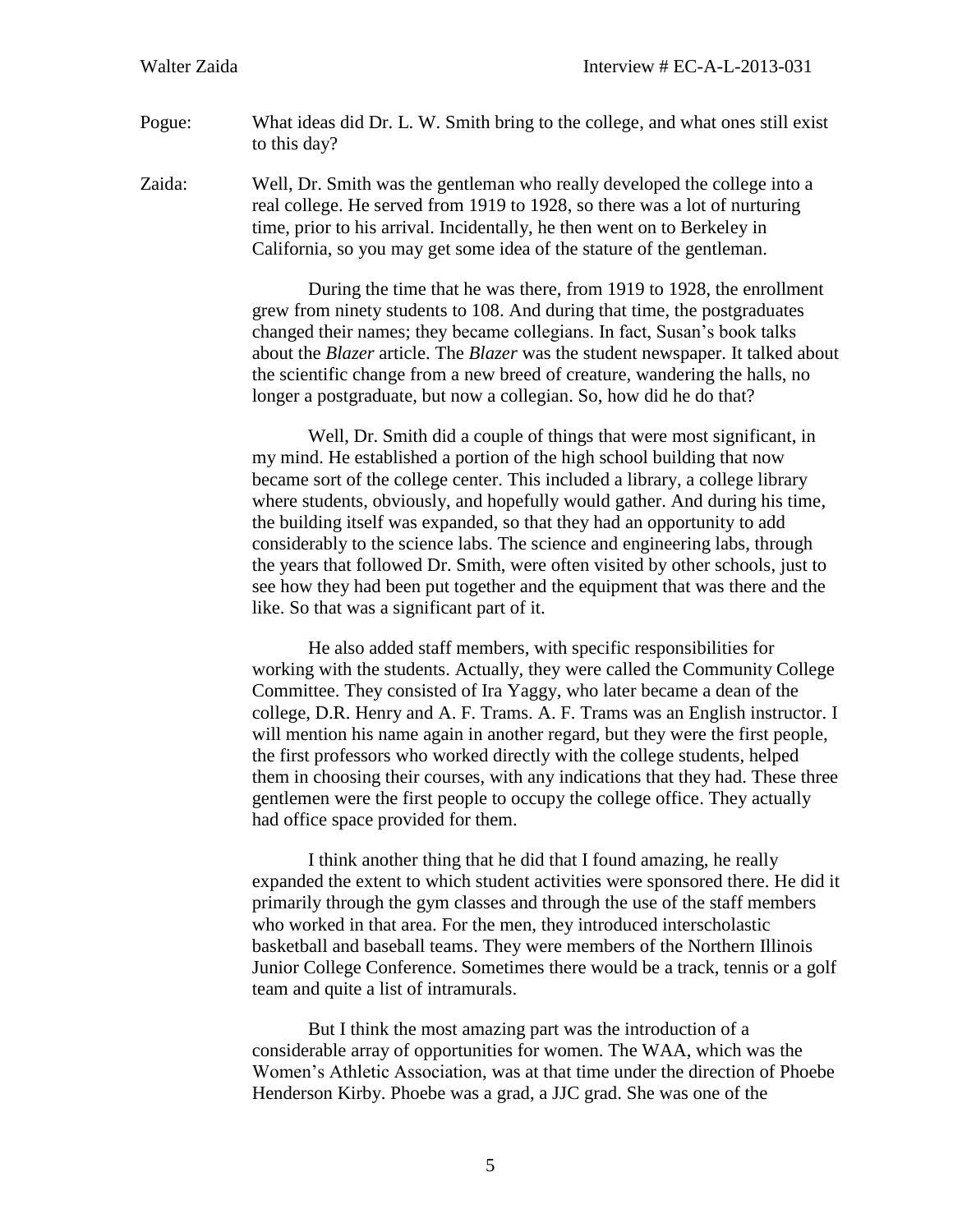Pogue: What ideas did Dr. L. W. Smith bring to the college, and what ones still exist to this day?

Zaida: Well, Dr. Smith was the gentleman who really developed the college into a real college. He served from 1919 to 1928, so there was a lot of nurturing time, prior to his arrival. Incidentally, he then went on to Berkeley in California, so you may get some idea of the stature of the gentleman.

During the time that he was there, from 1919 to 1928, the enrollment grew from ninety students to 108. And during that time, the postgraduates changed their names; they became collegians. In fact, Susan's book talks about the *Blazer* article. The *Blazer* was the student newspaper. It talked about the scientific change from a new breed of creature, wandering the halls, no longer a postgraduate, but now a collegian. So, how did he do that?

Well, Dr. Smith did a couple of things that were most significant, in my mind. He established a portion of the high school building that now became sort of the college center. This included a library, a college library where students, obviously, and hopefully would gather. And during his time, the building itself was expanded, so that they had an opportunity to add considerably to the science labs. The science and engineering labs, through the years that followed Dr. Smith, were often visited by other schools, just to see how they had been put together and the equipment that was there and the like. So that was a significant part of it.

He also added staff members, with specific responsibilities for working with the students. Actually, they were called the Community College Committee. They consisted of Ira Yaggy, who later became a dean of the college, D.R. Henry and A. F. Trams. A. F. Trams was an English instructor. I will mention his name again in another regard, but they were the first people, the first professors who worked directly with the college students, helped them in choosing their courses, with any indications that they had. These three gentlemen were the first people to occupy the college office. They actually had office space provided for them.

I think another thing that he did that I found amazing, he really expanded the extent to which student activities were sponsored there. He did it primarily through the gym classes and through the use of the staff members who worked in that area. For the men, they introduced interscholastic basketball and baseball teams. They were members of the Northern Illinois Junior College Conference. Sometimes there would be a track, tennis or a golf team and quite a list of intramurals.

But I think the most amazing part was the introduction of a considerable array of opportunities for women. The WAA, which was the Women's Athletic Association, was at that time under the direction of Phoebe Henderson Kirby. Phoebe was a grad, a JJC grad. She was one of the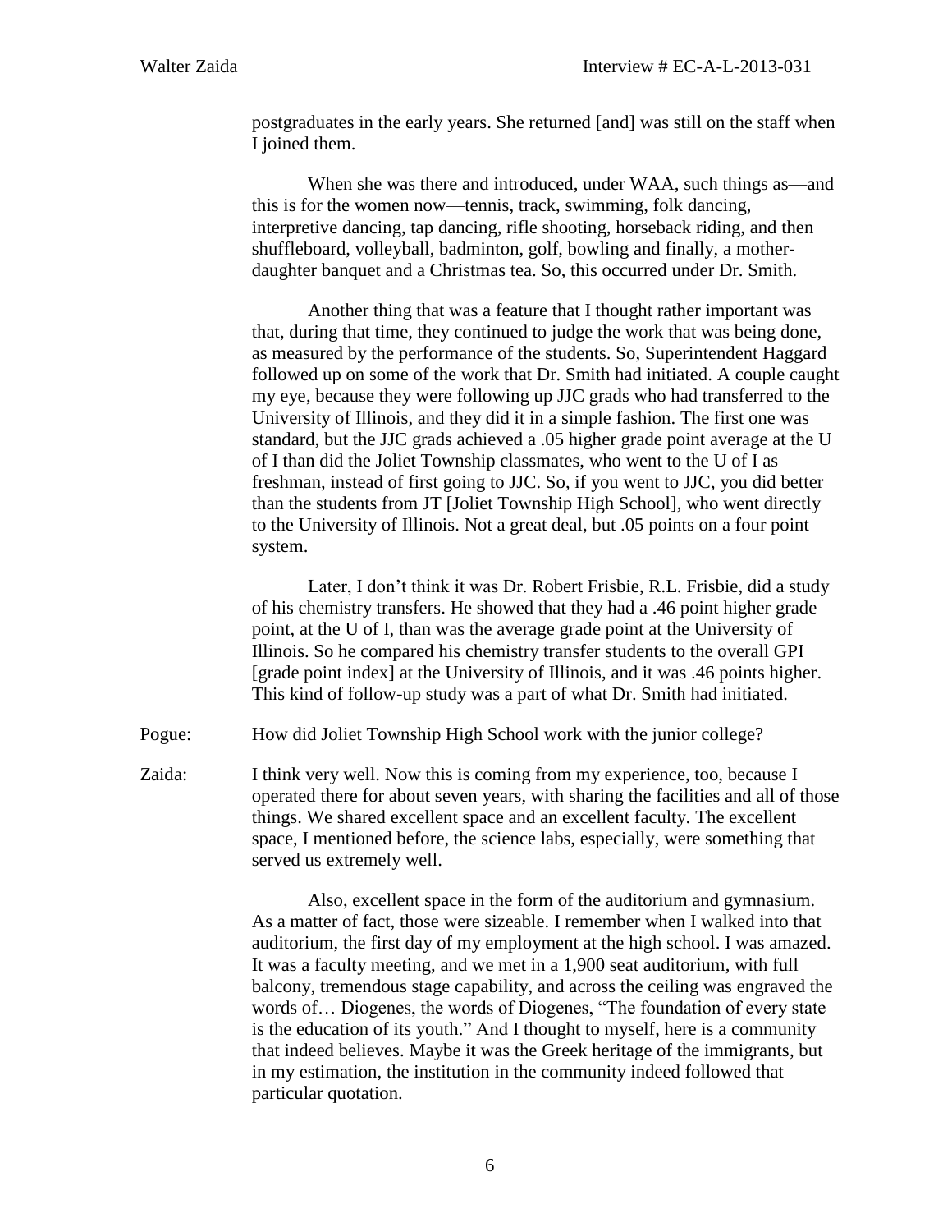postgraduates in the early years. She returned [and] was still on the staff when I joined them.

When she was there and introduced, under WAA, such things as—and this is for the women now—tennis, track, swimming, folk dancing, interpretive dancing, tap dancing, rifle shooting, horseback riding, and then shuffleboard, volleyball, badminton, golf, bowling and finally, a mother-daughter banquet and a Christmas tea. So, this occurred under Dr. Smith.

Another thing that was a feature that I thought rather important was that, during that time, they continued to judge the work that was being done, as measured by the performance of the students. So, Superintendent Haggard followed up on some of the work that Dr. Smith had initiated. A couple caught my eye, because they were following up JJC grads who had transferred to the University of Illinois, and they did it in a simple fashion. The first one was standard, but the JJC grads achieved a .05 higher grade point average at the U of I than did the Joliet Township classmates, who went to the U of I as freshman, instead of first going to JJC. So, if you went to JJC, you did better than the students from JT [Joliet Township High School], who went directly to the University of Illinois. Not a great deal, but .05 points on a four point system.

Later, I don't think it was Dr. Robert Frisbie, R.L. Frisbie, did a study of his chemistry transfers. He showed that they had a .46 point higher grade point, at the U of I, than was the average grade point at the University of Illinois. So he compared his chemistry transfer students to the overall GPI [grade point index] at the University of Illinois, and it was .46 points higher. This kind of follow-up study was a part of what Dr. Smith had initiated.

Pogue: How did Joliet Township High School work with the junior college?

Zaida: I think very well. Now this is coming from my experience, too, because I operated there for about seven years, with sharing the facilities and all of those things. We shared excellent space and an excellent faculty. The excellent space, I mentioned before, the science labs, especially, were something that served us extremely well.

Also, excellent space in the form of the auditorium and gymnasium. As a matter of fact, those were sizeable. I remember when I walked into that auditorium, the first day of my employment at the high school. I was amazed. It was a faculty meeting, and we met in a 1,900 seat auditorium, with full balcony, tremendous stage capability, and across the ceiling was engraved the words of… Diogenes, the words of Diogenes, "The foundation of every state is the education of its youth." And I thought to myself, here is a community that indeed believes. Maybe it was the Greek heritage of the immigrants, but in my estimation, the institution in the community indeed followed that particular quotation.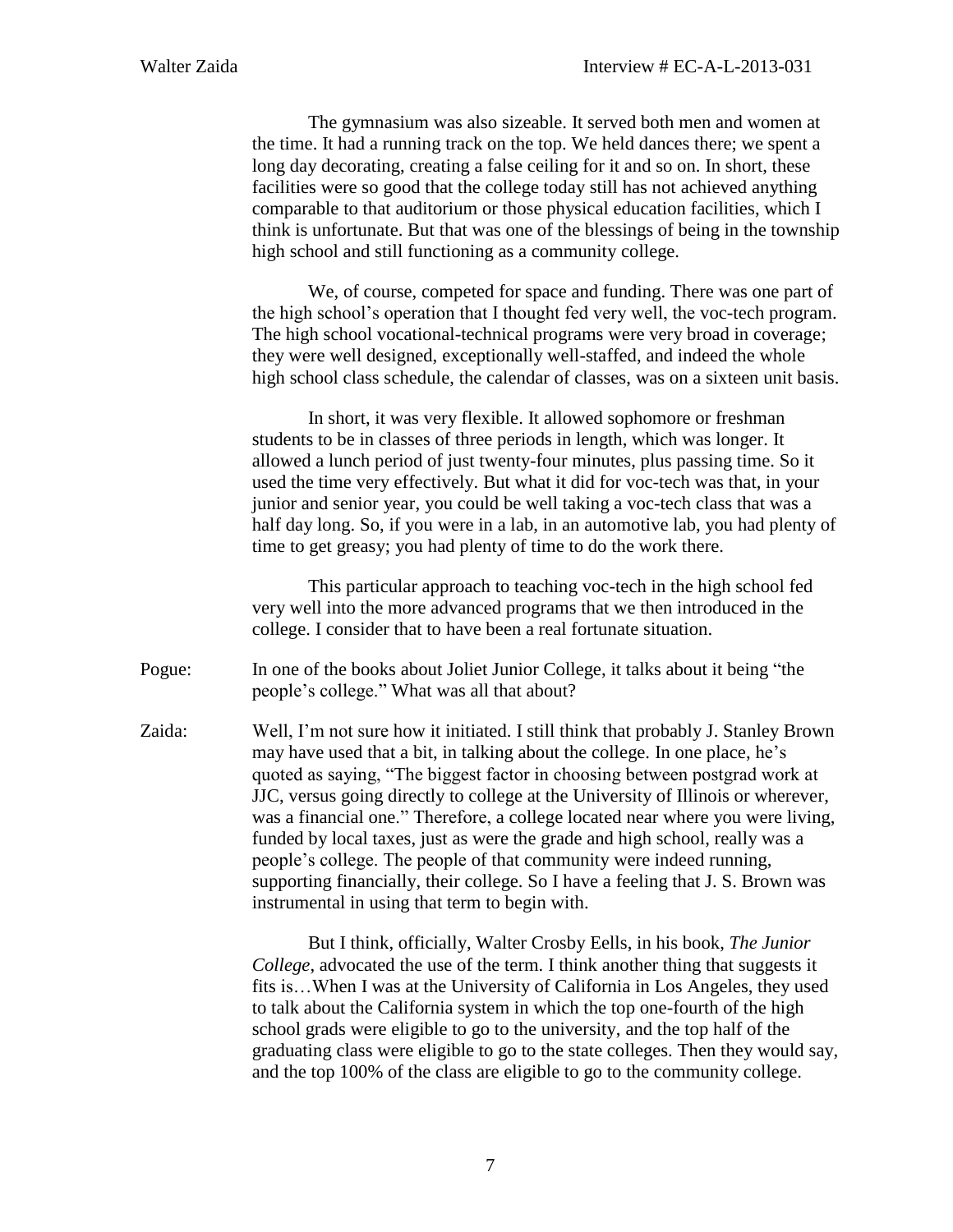The gymnasium was also sizeable. It served both men and women at the time. It had a running track on the top. We held dances there; we spent a long day decorating, creating a false ceiling for it and so on. In short, these facilities were so good that the college today still has not achieved anything comparable to that auditorium or those physical education facilities, which I think is unfortunate. But that was one of the blessings of being in the township high school and still functioning as a community college.

We, of course, competed for space and funding. There was one part of the high school's operation that I thought fed very well, the voc-tech program. The high school vocational-technical programs were very broad in coverage; they were well designed, exceptionally well-staffed, and indeed the whole high school class schedule, the calendar of classes, was on a sixteen unit basis.

In short, it was very flexible. It allowed sophomore or freshman students to be in classes of three periods in length, which was longer. It allowed a lunch period of just twenty-four minutes, plus passing time. So it used the time very effectively. But what it did for voc-tech was that, in your junior and senior year, you could be well taking a voc-tech class that was a half day long. So, if you were in a lab, in an automotive lab, you had plenty of time to get greasy; you had plenty of time to do the work there.

This particular approach to teaching voc-tech in the high school fed very well into the more advanced programs that we then introduced in the college. I consider that to have been a real fortunate situation.

Pogue: In one of the books about Joliet Junior College, it talks about it being "the people's college." What was all that about?

Zaida: Well, I'm not sure how it initiated. I still think that probably J. Stanley Brown may have used that a bit, in talking about the college. In one place, he's quoted as saying, "The biggest factor in choosing between postgrad work at JJC, versus going directly to college at the University of Illinois or wherever, was a financial one." Therefore, a college located near where you were living, funded by local taxes, just as were the grade and high school, really was a people's college. The people of that community were indeed running, supporting financially, their college. So I have a feeling that J. S. Brown was instrumental in using that term to begin with.

But I think, officially, Walter Crosby Eells, in his book, *The Junior College*, advocated the use of the term. I think another thing that suggests it fits is…When I was at the University of California in Los Angeles, they used to talk about the California system in which the top one-fourth of the high school grads were eligible to go to the university, and the top half of the graduating class were eligible to go to the state colleges. Then they would say, and the top 100% of the class are eligible to go to the community college.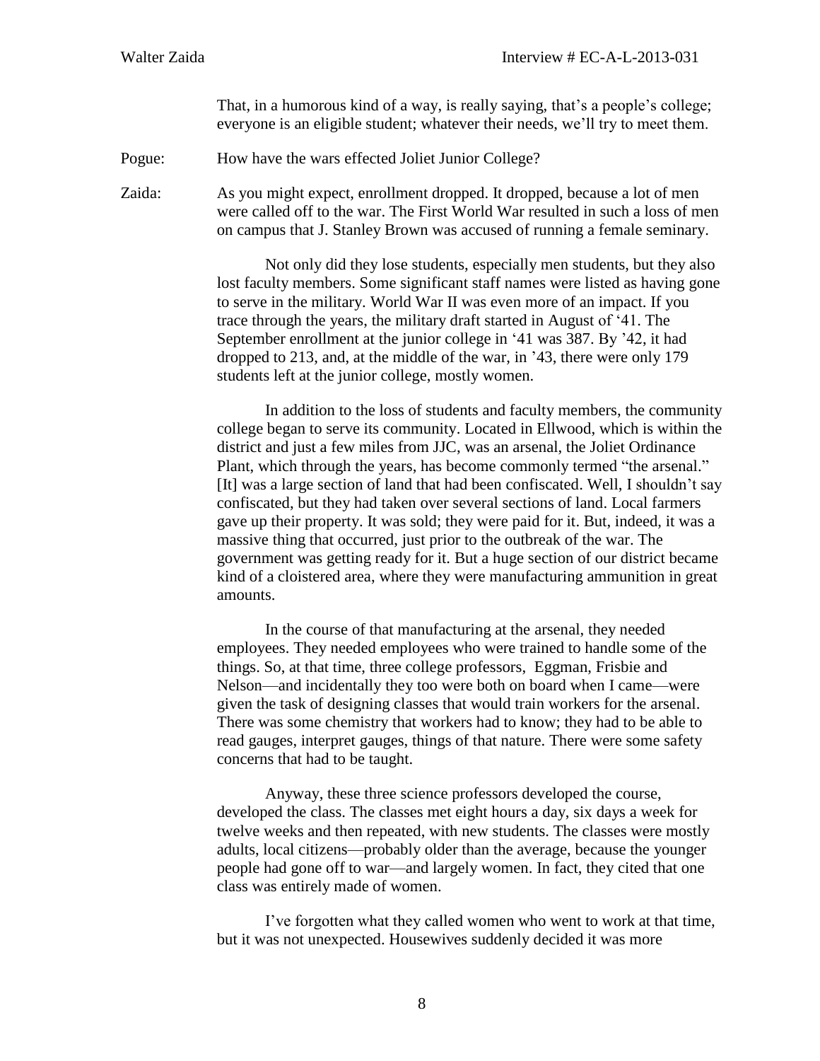That, in a humorous kind of a way, is really saying, that's a people's college; everyone is an eligible student; whatever their needs, we'll try to meet them.

Pogue: How have the wars effected Joliet Junior College?

Zaida: As you might expect, enrollment dropped. It dropped, because a lot of men were called off to the war. The First World War resulted in such a loss of men on campus that J. Stanley Brown was accused of running a female seminary.

Not only did they lose students, especially men students, but they also lost faculty members. Some significant staff names were listed as having gone to serve in the military. World War II was even more of an impact. If you trace through the years, the military draft started in August of '41. The September enrollment at the junior college in '41 was 387. By '42, it had dropped to 213, and, at the middle of the war, in '43, there were only 179 students left at the junior college, mostly women.

In addition to the loss of students and faculty members, the community college began to serve its community. Located in Ellwood, which is within the district and just a few miles from JJC, was an arsenal, the Joliet Ordinance Plant, which through the years, has become commonly termed "the arsenal." [It] was a large section of land that had been confiscated. Well, I shouldn't say confiscated, but they had taken over several sections of land. Local farmers gave up their property. It was sold; they were paid for it. But, indeed, it was a massive thing that occurred, just prior to the outbreak of the war. The government was getting ready for it. But a huge section of our district became kind of a cloistered area, where they were manufacturing ammunition in great amounts.

In the course of that manufacturing at the arsenal, they needed employees. They needed employees who were trained to handle some of the things. So, at that time, three college professors, Eggman, Frisbie and Nelson—and incidentally they too were both on board when I came—were given the task of designing classes that would train workers for the arsenal. There was some chemistry that workers had to know; they had to be able to read gauges, interpret gauges, things of that nature. There were some safety concerns that had to be taught.

Anyway, these three science professors developed the course, developed the class. The classes met eight hours a day, six days a week for twelve weeks and then repeated, with new students. The classes were mostly adults, local citizens—probably older than the average, because the younger people had gone off to war—and largely women. In fact, they cited that one class was entirely made of women.

I've forgotten what they called women who went to work at that time, but it was not unexpected. Housewives suddenly decided it was more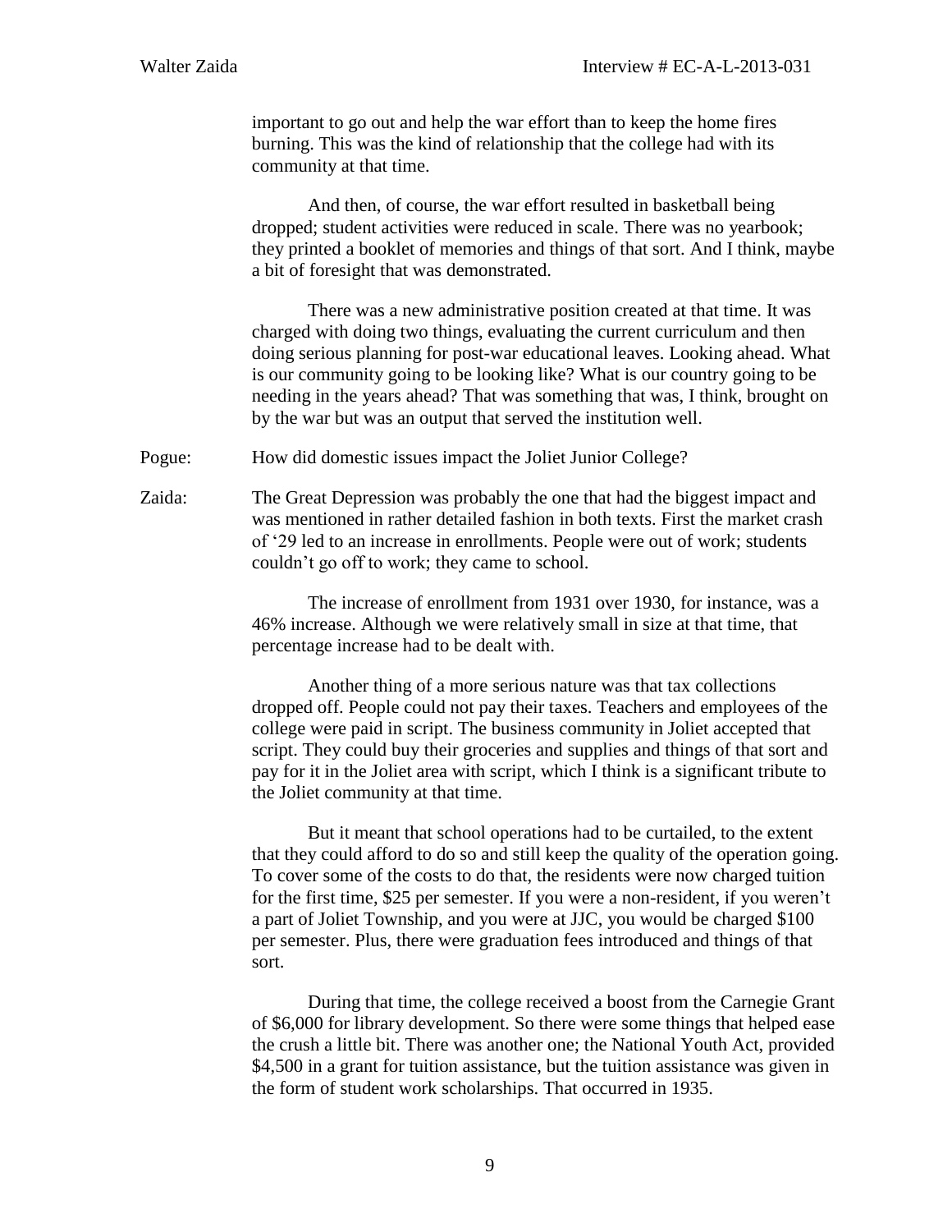important to go out and help the war effort than to keep the home fires burning. This was the kind of relationship that the college had with its community at that time.

And then, of course, the war effort resulted in basketball being dropped; student activities were reduced in scale. There was no yearbook; they printed a booklet of memories and things of that sort. And I think, maybe a bit of foresight that was demonstrated.

There was a new administrative position created at that time. It was charged with doing two things, evaluating the current curriculum and then doing serious planning for post-war educational leaves. Looking ahead. What is our community going to be looking like? What is our country going to be needing in the years ahead? That was something that was, I think, brought on by the war but was an output that served the institution well.

Pogue: How did domestic issues impact the Joliet Junior College?

Zaida: The Great Depression was probably the one that had the biggest impact and was mentioned in rather detailed fashion in both texts. First the market crash of '29 led to an increase in enrollments. People were out of work; students couldn't go off to work; they came to school.

The increase of enrollment from 1931 over 1930, for instance, was a 46% increase. Although we were relatively small in size at that time, that percentage increase had to be dealt with.

Another thing of a more serious nature was that tax collections dropped off. People could not pay their taxes. Teachers and employees of the college were paid in script. The business community in Joliet accepted that script. They could buy their groceries and supplies and things of that sort and pay for it in the Joliet area with script, which I think is a significant tribute to the Joliet community at that time.

But it meant that school operations had to be curtailed, to the extent that they could afford to do so and still keep the quality of the operation going. To cover some of the costs to do that, the residents were now charged tuition for the first time, $25 per semester. If you were a non-resident, if you weren't a part of Joliet Township, and you were at JJC, you would be charged $100 per semester. Plus, there were graduation fees introduced and things of that sort.

During that time, the college received a boost from the Carnegie Grant of $6,000 for library development. So there were some things that helped ease the crush a little bit. There was another one; the National Youth Act, provided $4,500 in a grant for tuition assistance, but the tuition assistance was given in the form of student work scholarships. That occurred in 1935.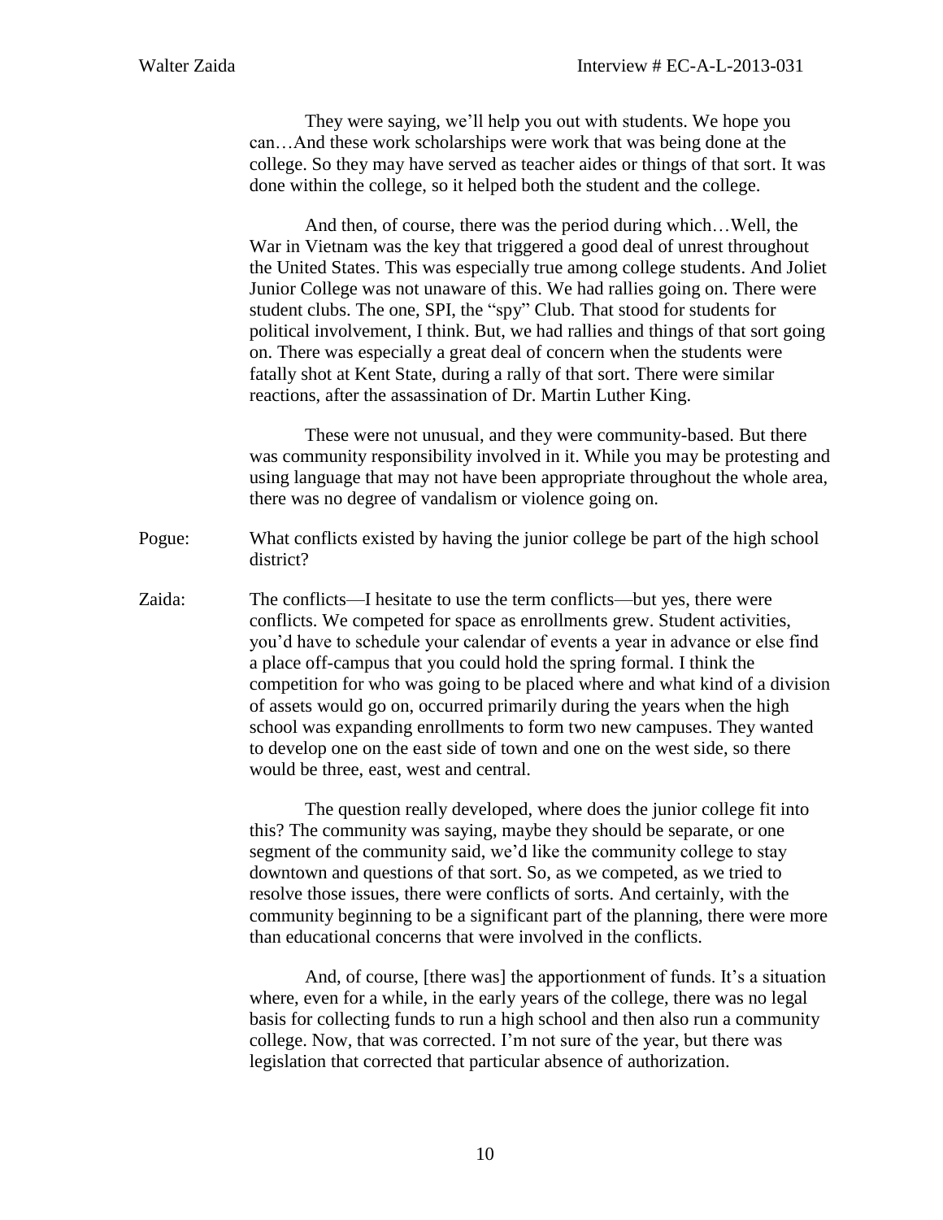They were saying, we'll help you out with students. We hope you can…And these work scholarships were work that was being done at the college. So they may have served as teacher aides or things of that sort. It was done within the college, so it helped both the student and the college.

And then, of course, there was the period during which…Well, the War in Vietnam was the key that triggered a good deal of unrest throughout the United States. This was especially true among college students. And Joliet Junior College was not unaware of this. We had rallies going on. There were student clubs. The one, SPI, the "spy" Club. That stood for students for political involvement, I think. But, we had rallies and things of that sort going on. There was especially a great deal of concern when the students were fatally shot at Kent State, during a rally of that sort. There were similar reactions, after the assassination of Dr. Martin Luther King.

These were not unusual, and they were community-based. But there was community responsibility involved in it. While you may be protesting and using language that may not have been appropriate throughout the whole area, there was no degree of vandalism or violence going on.

Pogue: What conflicts existed by having the junior college be part of the high school district?

Zaida: The conflicts—I hesitate to use the term conflicts—but yes, there were conflicts. We competed for space as enrollments grew. Student activities, you'd have to schedule your calendar of events a year in advance or else find a place off-campus that you could hold the spring formal. I think the competition for who was going to be placed where and what kind of a division of assets would go on, occurred primarily during the years when the high school was expanding enrollments to form two new campuses. They wanted to develop one on the east side of town and one on the west side, so there would be three, east, west and central.

The question really developed, where does the junior college fit into this? The community was saying, maybe they should be separate, or one segment of the community said, we'd like the community college to stay downtown and questions of that sort. So, as we competed, as we tried to resolve those issues, there were conflicts of sorts. And certainly, with the community beginning to be a significant part of the planning, there were more than educational concerns that were involved in the conflicts.

And, of course, [there was] the apportionment of funds. It's a situation where, even for a while, in the early years of the college, there was no legal basis for collecting funds to run a high school and then also run a community college. Now, that was corrected. I'm not sure of the year, but there was legislation that corrected that particular absence of authorization.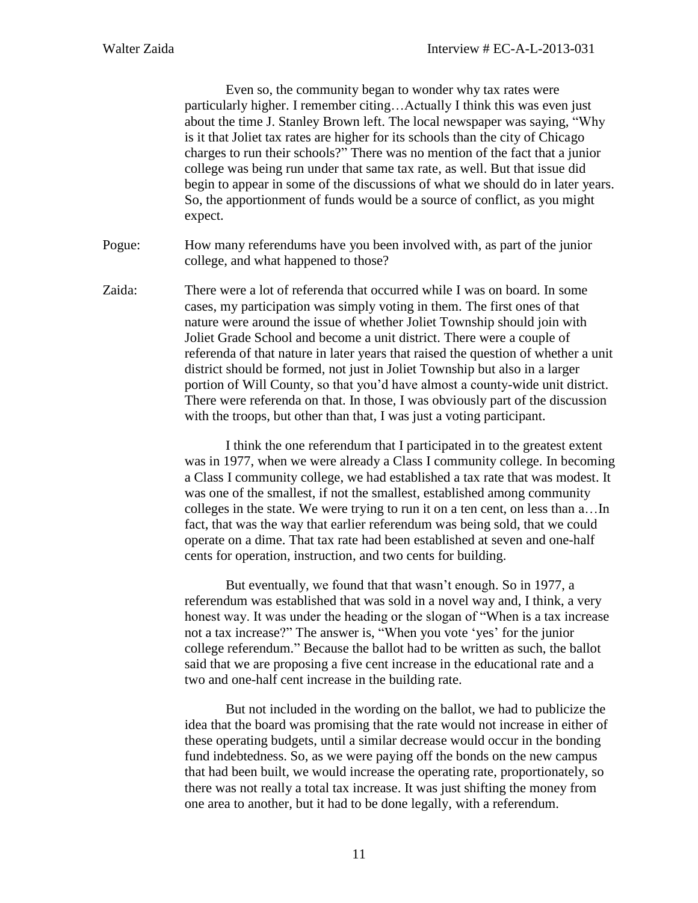Even so, the community began to wonder why tax rates were particularly higher. I remember citing…Actually I think this was even just about the time J. Stanley Brown left. The local newspaper was saying, "Why is it that Joliet tax rates are higher for its schools than the city of Chicago charges to run their schools?" There was no mention of the fact that a junior college was being run under that same tax rate, as well. But that issue did begin to appear in some of the discussions of what we should do in later years. So, the apportionment of funds would be a source of conflict, as you might expect.

Pogue: How many referendums have you been involved with, as part of the junior college, and what happened to those?

Zaida: There were a lot of referenda that occurred while I was on board. In some cases, my participation was simply voting in them. The first ones of that nature were around the issue of whether Joliet Township should join with Joliet Grade School and become a unit district. There were a couple of referenda of that nature in later years that raised the question of whether a unit district should be formed, not just in Joliet Township but also in a larger portion of Will County, so that you'd have almost a county-wide unit district. There were referenda on that. In those, I was obviously part of the discussion with the troops, but other than that, I was just a voting participant.

I think the one referendum that I participated in to the greatest extent was in 1977, when we were already a Class I community college. In becoming a Class I community college, we had established a tax rate that was modest. It was one of the smallest, if not the smallest, established among community colleges in the state. We were trying to run it on a ten cent, on less than a…In fact, that was the way that earlier referendum was being sold, that we could operate on a dime. That tax rate had been established at seven and one-half cents for operation, instruction, and two cents for building.

But eventually, we found that that wasn't enough. So in 1977, a referendum was established that was sold in a novel way and, I think, a very honest way. It was under the heading or the slogan of "When is a tax increase not a tax increase?" The answer is, "When you vote 'yes' for the junior college referendum." Because the ballot had to be written as such, the ballot said that we are proposing a five cent increase in the educational rate and a two and one-half cent increase in the building rate.

But not included in the wording on the ballot, we had to publicize the idea that the board was promising that the rate would not increase in either of these operating budgets, until a similar decrease would occur in the bonding fund indebtedness. So, as we were paying off the bonds on the new campus that had been built, we would increase the operating rate, proportionately, so there was not really a total tax increase. It was just shifting the money from one area to another, but it had to be done legally, with a referendum.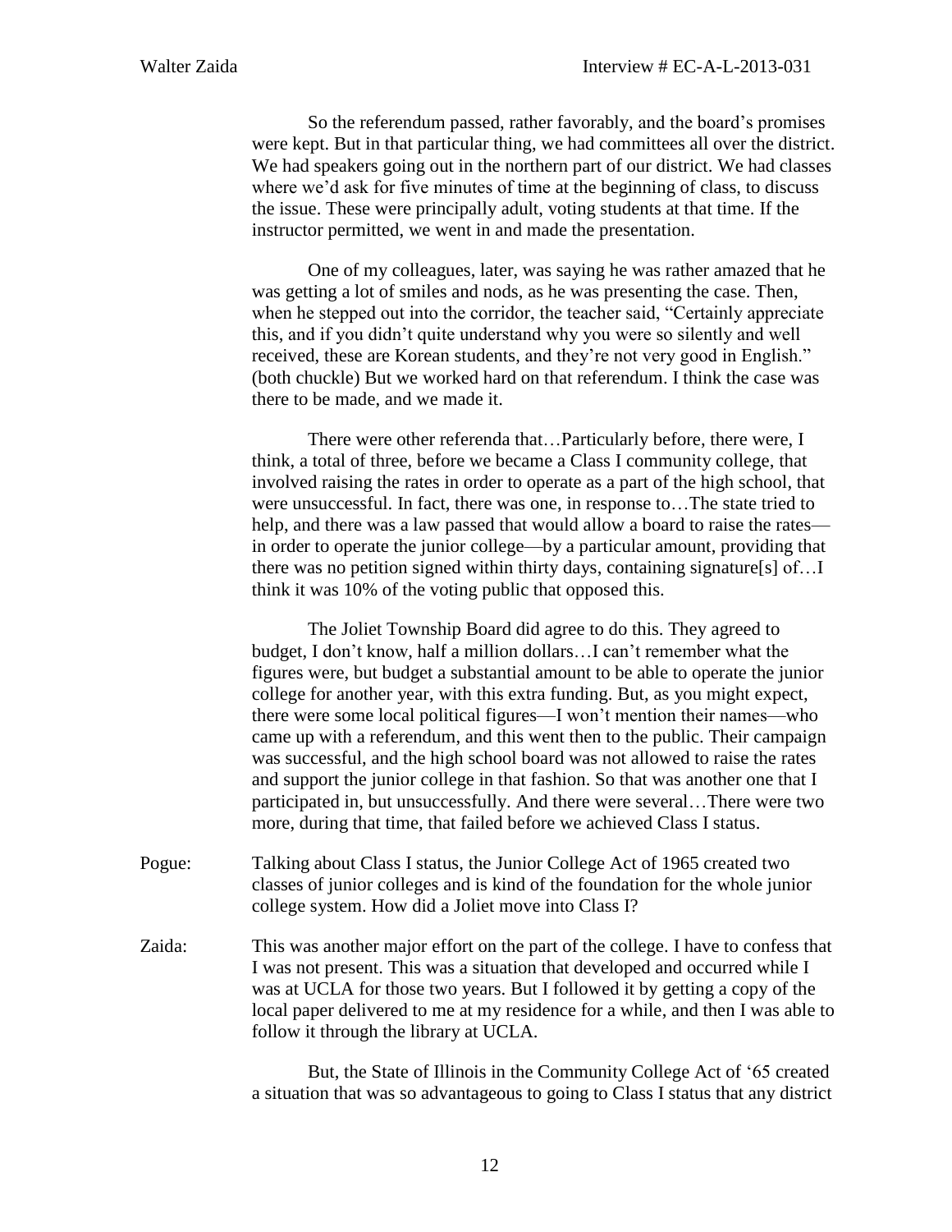So the referendum passed, rather favorably, and the board's promises were kept. But in that particular thing, we had committees all over the district. We had speakers going out in the northern part of our district. We had classes where we'd ask for five minutes of time at the beginning of class, to discuss the issue. These were principally adult, voting students at that time. If the instructor permitted, we went in and made the presentation.

One of my colleagues, later, was saying he was rather amazed that he was getting a lot of smiles and nods, as he was presenting the case. Then, when he stepped out into the corridor, the teacher said, "Certainly appreciate this, and if you didn't quite understand why you were so silently and well received, these are Korean students, and they're not very good in English." (both chuckle) But we worked hard on that referendum. I think the case was there to be made, and we made it.

There were other referenda that…Particularly before, there were, I think, a total of three, before we became a Class I community college, that involved raising the rates in order to operate as a part of the high school, that were unsuccessful. In fact, there was one, in response to…The state tried to help, and there was a law passed that would allow a board to raise the rates—in order to operate the junior college—by a particular amount, providing that there was no petition signed within thirty days, containing signature[s] of…I think it was 10% of the voting public that opposed this.

The Joliet Township Board did agree to do this. They agreed to budget, I don't know, half a million dollars…I can't remember what the figures were, but budget a substantial amount to be able to operate the junior college for another year, with this extra funding. But, as you might expect, there were some local political figures—I won't mention their names—who came up with a referendum, and this went then to the public. Their campaign was successful, and the high school board was not allowed to raise the rates and support the junior college in that fashion. So that was another one that I participated in, but unsuccessfully. And there were several…There were two more, during that time, that failed before we achieved Class I status.

Pogue: Talking about Class I status, the Junior College Act of 1965 created two classes of junior colleges and is kind of the foundation for the whole junior college system. How did a Joliet move into Class I?

Zaida: This was another major effort on the part of the college. I have to confess that I was not present. This was a situation that developed and occurred while I was at UCLA for those two years. But I followed it by getting a copy of the local paper delivered to me at my residence for a while, and then I was able to follow it through the library at UCLA.

But, the State of Illinois in the Community College Act of '65 created a situation that was so advantageous to going to Class I status that any district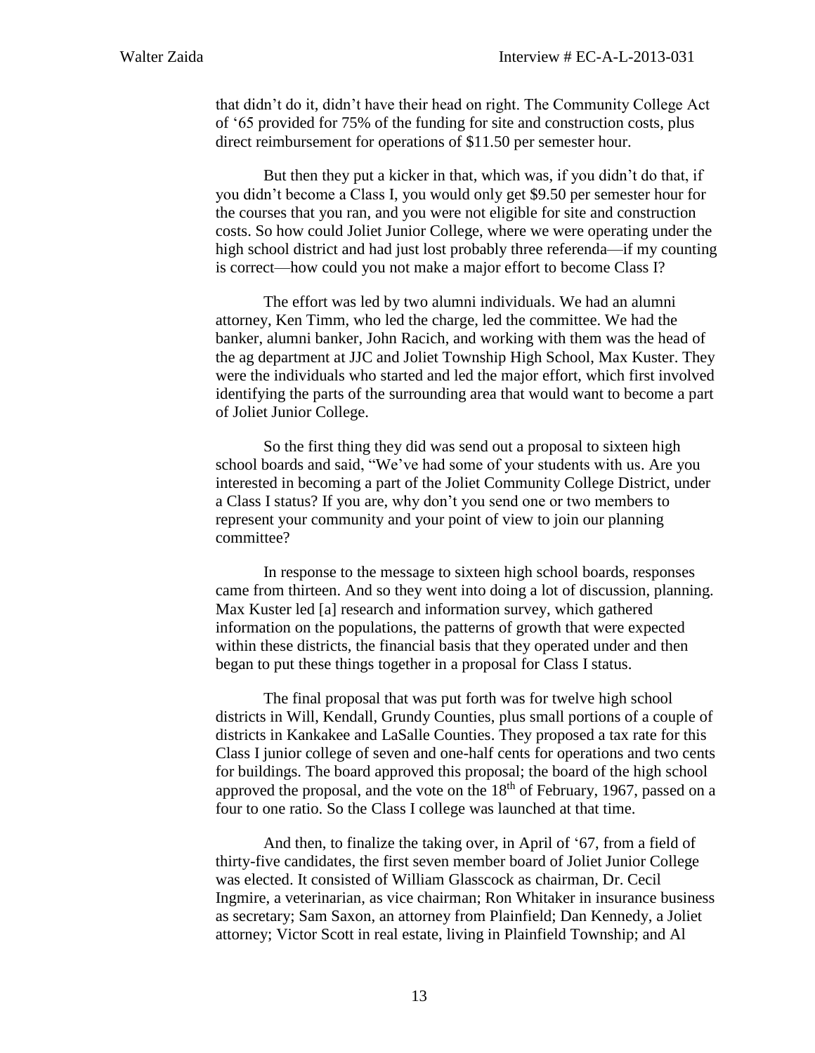that didn't do it, didn't have their head on right. The Community College Act of '65 provided for 75% of the funding for site and construction costs, plus direct reimbursement for operations of $11.50 per semester hour.

But then they put a kicker in that, which was, if you didn't do that, if you didn't become a Class I, you would only get $9.50 per semester hour for the courses that you ran, and you were not eligible for site and construction costs. So how could Joliet Junior College, where we were operating under the high school district and had just lost probably three referenda—if my counting is correct—how could you not make a major effort to become Class I?

The effort was led by two alumni individuals. We had an alumni attorney, Ken Timm, who led the charge, led the committee. We had the banker, alumni banker, John Racich, and working with them was the head of the ag department at JJC and Joliet Township High School, Max Kuster. They were the individuals who started and led the major effort, which first involved identifying the parts of the surrounding area that would want to become a part of Joliet Junior College.

So the first thing they did was send out a proposal to sixteen high school boards and said, "We've had some of your students with us. Are you interested in becoming a part of the Joliet Community College District, under a Class I status? If you are, why don't you send one or two members to represent your community and your point of view to join our planning committee?

In response to the message to sixteen high school boards, responses came from thirteen. And so they went into doing a lot of discussion, planning. Max Kuster led [a] research and information survey, which gathered information on the populations, the patterns of growth that were expected within these districts, the financial basis that they operated under and then began to put these things together in a proposal for Class I status.

The final proposal that was put forth was for twelve high school districts in Will, Kendall, Grundy Counties, plus small portions of a couple of districts in Kankakee and LaSalle Counties. They proposed a tax rate for this Class I junior college of seven and one-half cents for operations and two cents for buildings. The board approved this proposal; the board of the high school approved the proposal, and the vote on the 18th of February, 1967, passed on a four to one ratio. So the Class I college was launched at that time.

And then, to finalize the taking over, in April of '67, from a field of thirty-five candidates, the first seven member board of Joliet Junior College was elected. It consisted of William Glasscock as chairman, Dr. Cecil Ingmire, a veterinarian, as vice chairman; Ron Whitaker in insurance business as secretary; Sam Saxon, an attorney from Plainfield; Dan Kennedy, a Joliet attorney; Victor Scott in real estate, living in Plainfield Township; and Al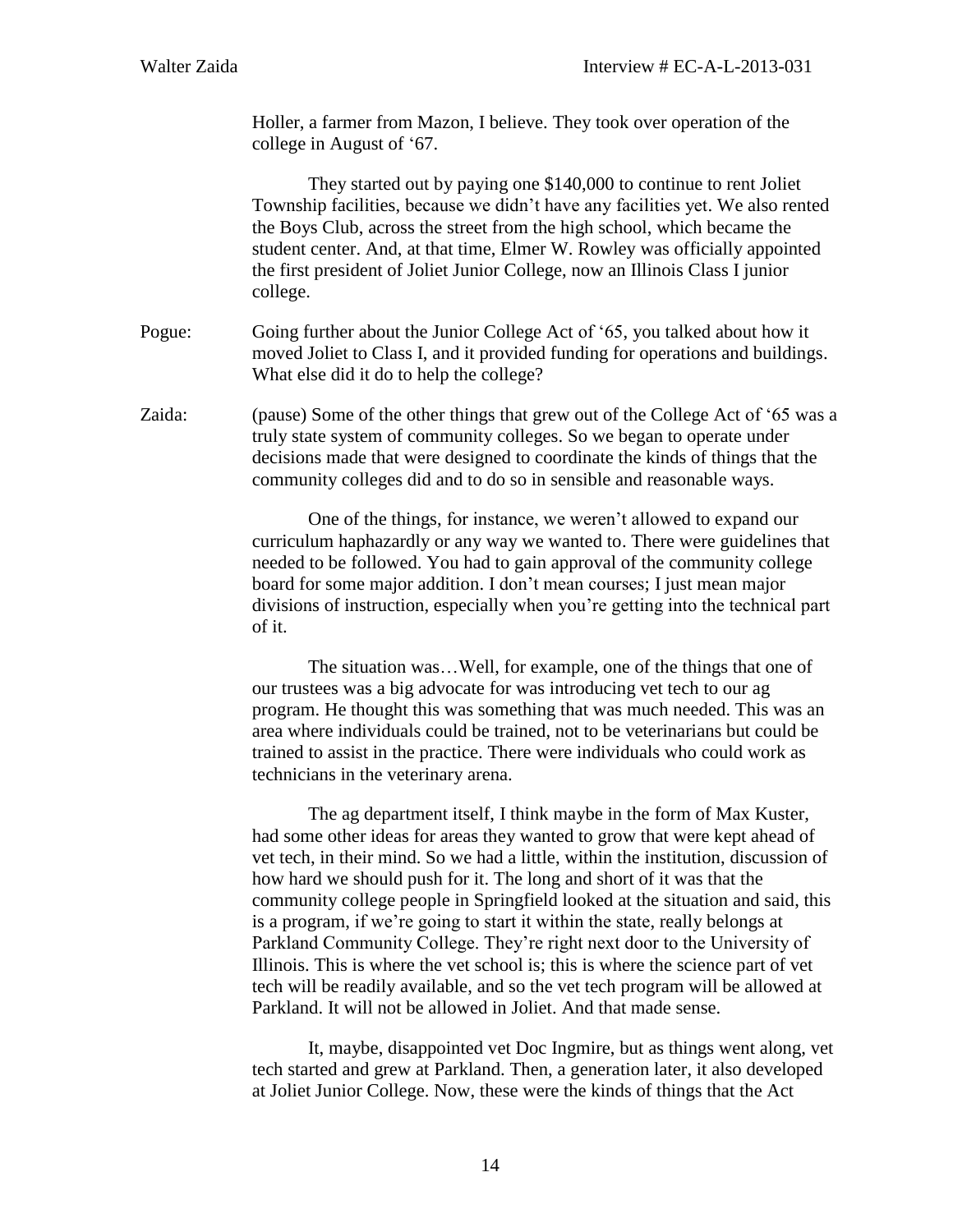Holler, a farmer from Mazon, I believe. They took over operation of the college in August of '67.

They started out by paying one $140,000 to continue to rent Joliet Township facilities, because we didn't have any facilities yet. We also rented the Boys Club, across the street from the high school, which became the student center. And, at that time, Elmer W. Rowley was officially appointed the first president of Joliet Junior College, now an Illinois Class I junior college.

Pogue: Going further about the Junior College Act of '65, you talked about how it moved Joliet to Class I, and it provided funding for operations and buildings. What else did it do to help the college?

Zaida: (pause) Some of the other things that grew out of the College Act of '65 was a truly state system of community colleges. So we began to operate under decisions made that were designed to coordinate the kinds of things that the community colleges did and to do so in sensible and reasonable ways.

One of the things, for instance, we weren't allowed to expand our curriculum haphazardly or any way we wanted to. There were guidelines that needed to be followed. You had to gain approval of the community college board for some major addition. I don't mean courses; I just mean major divisions of instruction, especially when you're getting into the technical part of it.

The situation was…Well, for example, one of the things that one of our trustees was a big advocate for was introducing vet tech to our ag program. He thought this was something that was much needed. This was an area where individuals could be trained, not to be veterinarians but could be trained to assist in the practice. There were individuals who could work as technicians in the veterinary arena.

The ag department itself, I think maybe in the form of Max Kuster, had some other ideas for areas they wanted to grow that were kept ahead of vet tech, in their mind. So we had a little, within the institution, discussion of how hard we should push for it. The long and short of it was that the community college people in Springfield looked at the situation and said, this is a program, if we're going to start it within the state, really belongs at Parkland Community College. They're right next door to the University of Illinois. This is where the vet school is; this is where the science part of vet tech will be readily available, and so the vet tech program will be allowed at Parkland. It will not be allowed in Joliet. And that made sense.

It, maybe, disappointed vet Doc Ingmire, but as things went along, vet tech started and grew at Parkland. Then, a generation later, it also developed at Joliet Junior College. Now, these were the kinds of things that the Act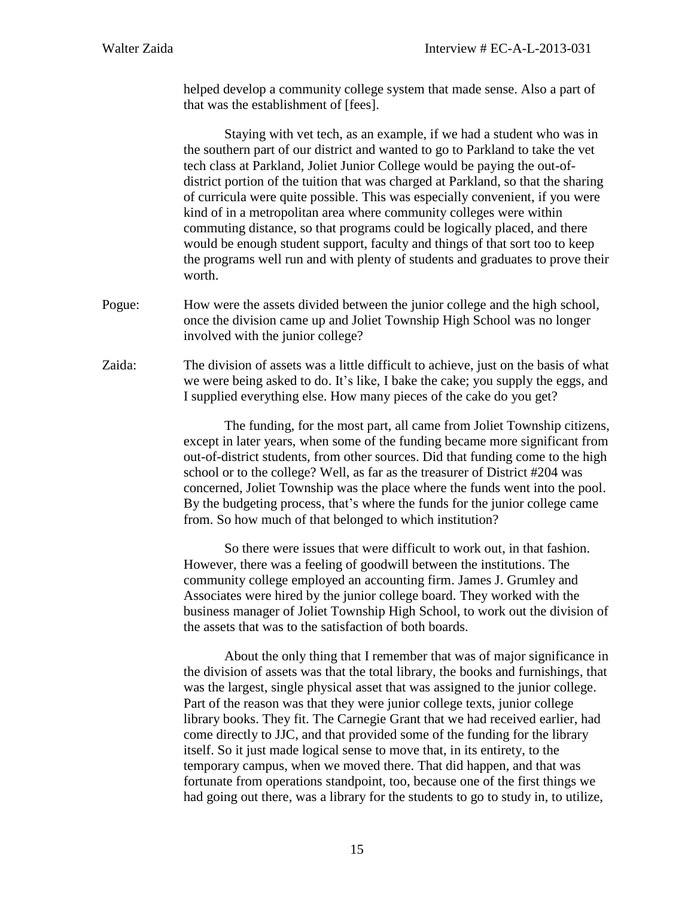helped develop a community college system that made sense. Also a part of that was the establishment of [fees].

Staying with vet tech, as an example, if we had a student who was in the southern part of our district and wanted to go to Parkland to take the vet tech class at Parkland, Joliet Junior College would be paying the out-of-district portion of the tuition that was charged at Parkland, so that the sharing of curricula were quite possible. This was especially convenient, if you were kind of in a metropolitan area where community colleges were within commuting distance, so that programs could be logically placed, and there would be enough student support, faculty and things of that sort too to keep the programs well run and with plenty of students and graduates to prove their worth.

Pogue: How were the assets divided between the junior college and the high school, once the division came up and Joliet Township High School was no longer involved with the junior college?

Zaida: The division of assets was a little difficult to achieve, just on the basis of what we were being asked to do. It's like, I bake the cake; you supply the eggs, and I supplied everything else. How many pieces of the cake do you get?

The funding, for the most part, all came from Joliet Township citizens, except in later years, when some of the funding became more significant from out-of-district students, from other sources. Did that funding come to the high school or to the college? Well, as far as the treasurer of District #204 was concerned, Joliet Township was the place where the funds went into the pool. By the budgeting process, that's where the funds for the junior college came from. So how much of that belonged to which institution?

So there were issues that were difficult to work out, in that fashion. However, there was a feeling of goodwill between the institutions. The community college employed an accounting firm. James J. Grumley and Associates were hired by the junior college board. They worked with the business manager of Joliet Township High School, to work out the division of the assets that was to the satisfaction of both boards.

About the only thing that I remember that was of major significance in the division of assets was that the total library, the books and furnishings, that was the largest, single physical asset that was assigned to the junior college. Part of the reason was that they were junior college texts, junior college library books. They fit. The Carnegie Grant that we had received earlier, had come directly to JJC, and that provided some of the funding for the library itself. So it just made logical sense to move that, in its entirety, to the temporary campus, when we moved there. That did happen, and that was fortunate from operations standpoint, too, because one of the first things we had going out there, was a library for the students to go to study in, to utilize,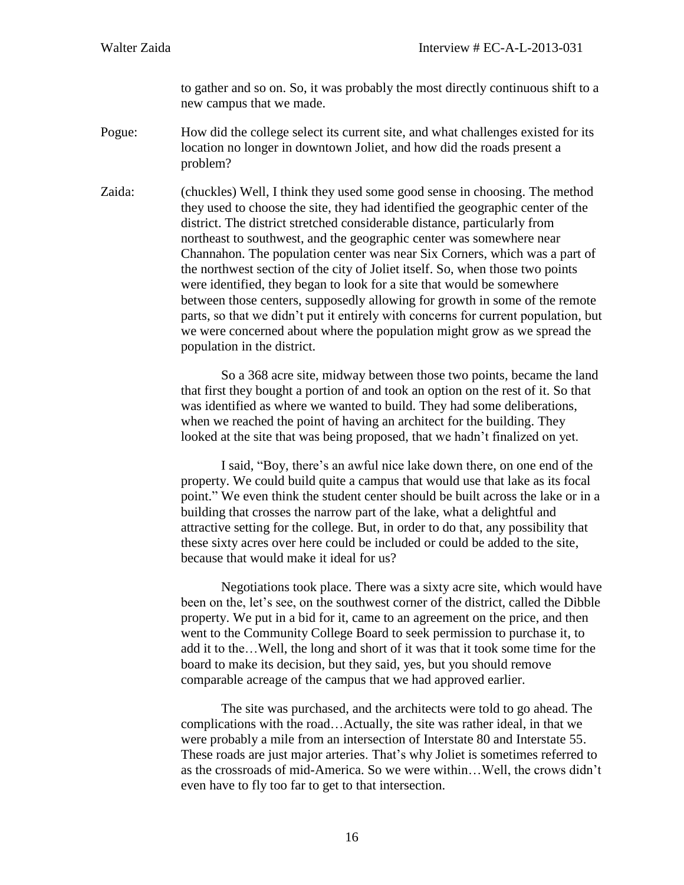to gather and so on. So, it was probably the most directly continuous shift to a new campus that we made.

Pogue: How did the college select its current site, and what challenges existed for its location no longer in downtown Joliet, and how did the roads present a problem?

Zaida: (chuckles) Well, I think they used some good sense in choosing. The method they used to choose the site, they had identified the geographic center of the district. The district stretched considerable distance, particularly from northeast to southwest, and the geographic center was somewhere near Channahon. The population center was near Six Corners, which was a part of the northwest section of the city of Joliet itself. So, when those two points were identified, they began to look for a site that would be somewhere between those centers, supposedly allowing for growth in some of the remote parts, so that we didn't put it entirely with concerns for current population, but we were concerned about where the population might grow as we spread the population in the district.

So a 368 acre site, midway between those two points, became the land that first they bought a portion of and took an option on the rest of it. So that was identified as where we wanted to build. They had some deliberations, when we reached the point of having an architect for the building. They looked at the site that was being proposed, that we hadn't finalized on yet.

I said, "Boy, there's an awful nice lake down there, on one end of the property. We could build quite a campus that would use that lake as its focal point." We even think the student center should be built across the lake or in a building that crosses the narrow part of the lake, what a delightful and attractive setting for the college. But, in order to do that, any possibility that these sixty acres over here could be included or could be added to the site, because that would make it ideal for us?

Negotiations took place. There was a sixty acre site, which would have been on the, let's see, on the southwest corner of the district, called the Dibble property. We put in a bid for it, came to an agreement on the price, and then went to the Community College Board to seek permission to purchase it, to add it to the…Well, the long and short of it was that it took some time for the board to make its decision, but they said, yes, but you should remove comparable acreage of the campus that we had approved earlier.

The site was purchased, and the architects were told to go ahead. The complications with the road…Actually, the site was rather ideal, in that we were probably a mile from an intersection of Interstate 80 and Interstate 55. These roads are just major arteries. That's why Joliet is sometimes referred to as the crossroads of mid-America. So we were within…Well, the crows didn't even have to fly too far to get to that intersection.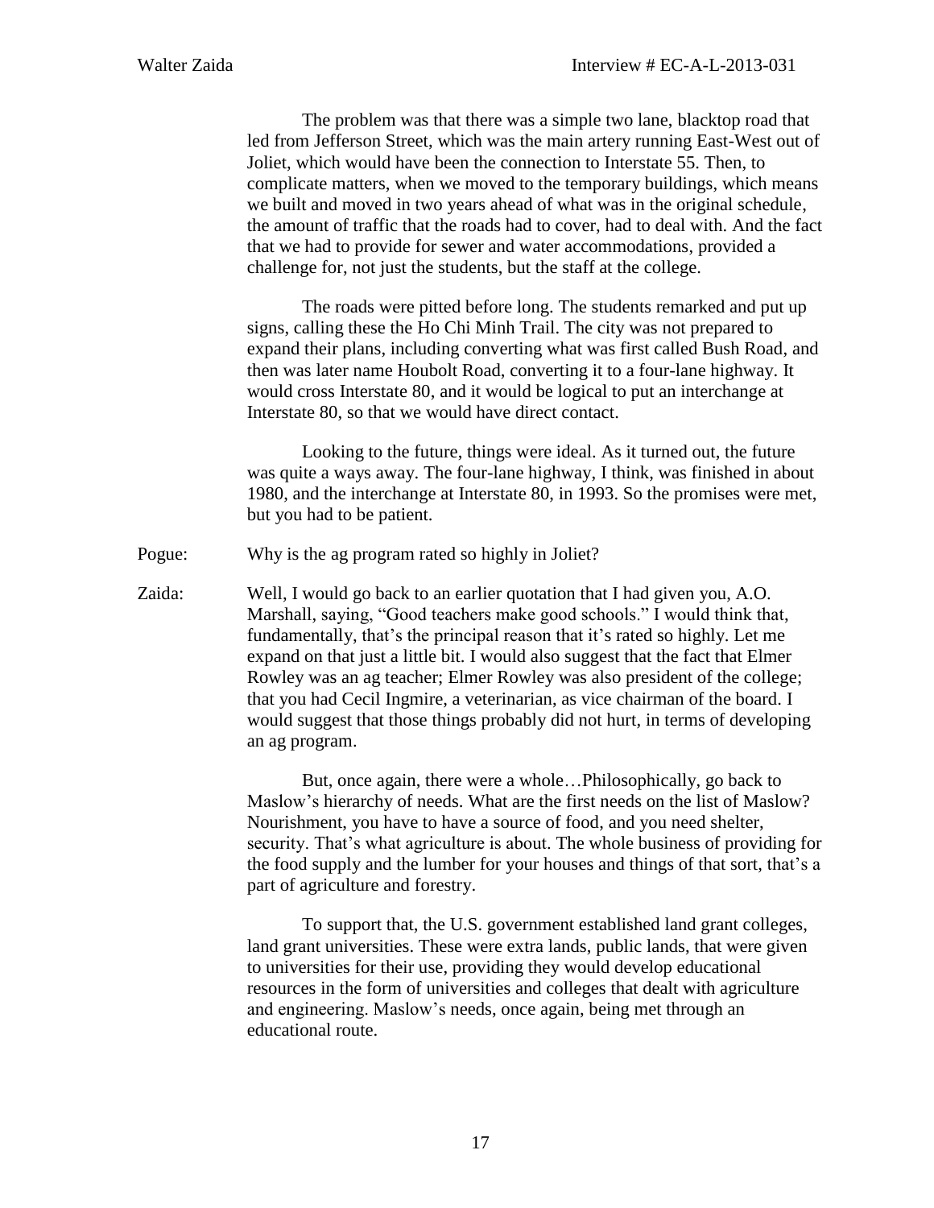The problem was that there was a simple two lane, blacktop road that led from Jefferson Street, which was the main artery running East-West out of Joliet, which would have been the connection to Interstate 55. Then, to complicate matters, when we moved to the temporary buildings, which means we built and moved in two years ahead of what was in the original schedule, the amount of traffic that the roads had to cover, had to deal with. And the fact that we had to provide for sewer and water accommodations, provided a challenge for, not just the students, but the staff at the college.

The roads were pitted before long. The students remarked and put up signs, calling these the Ho Chi Minh Trail. The city was not prepared to expand their plans, including converting what was first called Bush Road, and then was later name Houbolt Road, converting it to a four-lane highway. It would cross Interstate 80, and it would be logical to put an interchange at Interstate 80, so that we would have direct contact.

Looking to the future, things were ideal. As it turned out, the future was quite a ways away. The four-lane highway, I think, was finished in about 1980, and the interchange at Interstate 80, in 1993. So the promises were met, but you had to be patient.

Pogue: Why is the ag program rated so highly in Joliet?

Zaida: Well, I would go back to an earlier quotation that I had given you, A.O. Marshall, saying, "Good teachers make good schools." I would think that, fundamentally, that's the principal reason that it's rated so highly. Let me expand on that just a little bit. I would also suggest that the fact that Elmer Rowley was an ag teacher; Elmer Rowley was also president of the college; that you had Cecil Ingmire, a veterinarian, as vice chairman of the board. I would suggest that those things probably did not hurt, in terms of developing an ag program.

But, once again, there were a whole…Philosophically, go back to Maslow's hierarchy of needs. What are the first needs on the list of Maslow? Nourishment, you have to have a source of food, and you need shelter, security. That's what agriculture is about. The whole business of providing for the food supply and the lumber for your houses and things of that sort, that's a part of agriculture and forestry.

To support that, the U.S. government established land grant colleges, land grant universities. These were extra lands, public lands, that were given to universities for their use, providing they would develop educational resources in the form of universities and colleges that dealt with agriculture and engineering. Maslow's needs, once again, being met through an educational route.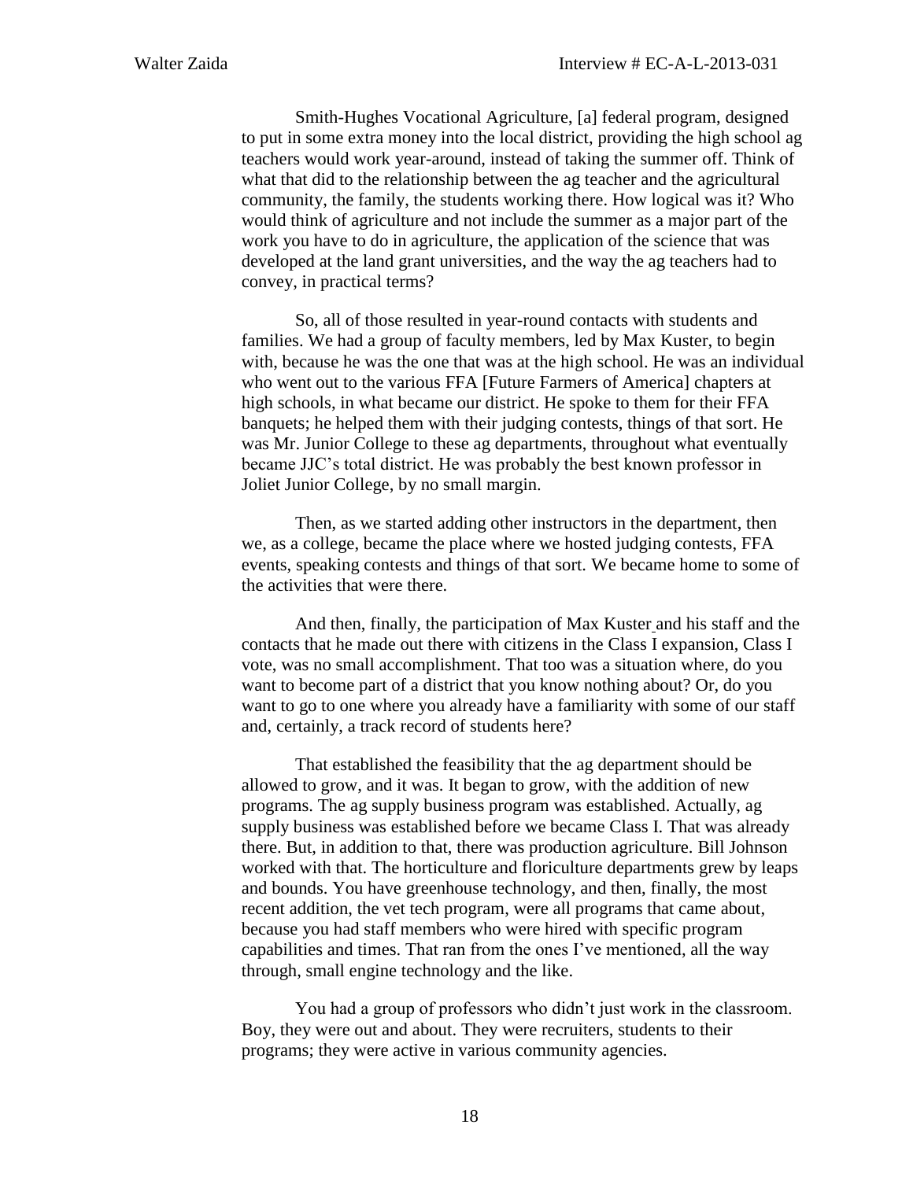Smith-Hughes Vocational Agriculture, [a] federal program, designed to put in some extra money into the local district, providing the high school ag teachers would work year-around, instead of taking the summer off. Think of what that did to the relationship between the ag teacher and the agricultural community, the family, the students working there. How logical was it? Who would think of agriculture and not include the summer as a major part of the work you have to do in agriculture, the application of the science that was developed at the land grant universities, and the way the ag teachers had to convey, in practical terms?

So, all of those resulted in year-round contacts with students and families. We had a group of faculty members, led by Max Kuster, to begin with, because he was the one that was at the high school. He was an individual who went out to the various FFA [Future Farmers of America] chapters at high schools, in what became our district. He spoke to them for their FFA banquets; he helped them with their judging contests, things of that sort. He was Mr. Junior College to these ag departments, throughout what eventually became JJC's total district. He was probably the best known professor in Joliet Junior College, by no small margin.

Then, as we started adding other instructors in the department, then we, as a college, became the place where we hosted judging contests, FFA events, speaking contests and things of that sort. We became home to some of the activities that were there.

And then, finally, the participation of Max Kuster and his staff and the contacts that he made out there with citizens in the Class I expansion, Class I vote, was no small accomplishment. That too was a situation where, do you want to become part of a district that you know nothing about? Or, do you want to go to one where you already have a familiarity with some of our staff and, certainly, a track record of students here?

That established the feasibility that the ag department should be allowed to grow, and it was. It began to grow, with the addition of new programs. The ag supply business program was established. Actually, ag supply business was established before we became Class I. That was already there. But, in addition to that, there was production agriculture. Bill Johnson worked with that. The horticulture and floriculture departments grew by leaps and bounds. You have greenhouse technology, and then, finally, the most recent addition, the vet tech program, were all programs that came about, because you had staff members who were hired with specific program capabilities and times. That ran from the ones I've mentioned, all the way through, small engine technology and the like.

You had a group of professors who didn't just work in the classroom. Boy, they were out and about. They were recruiters, students to their programs; they were active in various community agencies.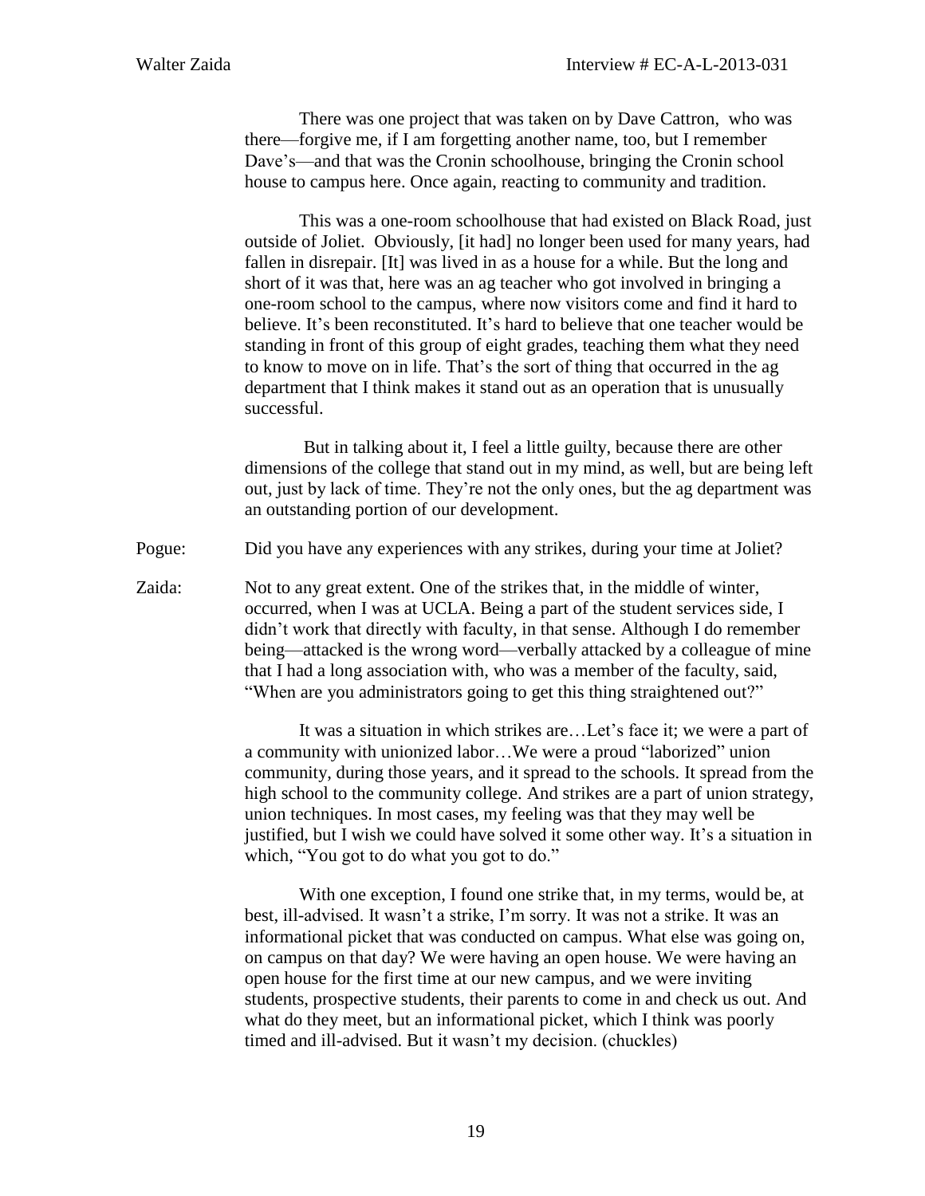There was one project that was taken on by Dave Cattron, who was there—forgive me, if I am forgetting another name, too, but I remember Dave's—and that was the Cronin schoolhouse, bringing the Cronin school house to campus here. Once again, reacting to community and tradition.

This was a one-room schoolhouse that had existed on Black Road, just outside of Joliet. Obviously, [it had] no longer been used for many years, had fallen in disrepair. [It] was lived in as a house for a while. But the long and short of it was that, here was an ag teacher who got involved in bringing a one-room school to the campus, where now visitors come and find it hard to believe. It's been reconstituted. It's hard to believe that one teacher would be standing in front of this group of eight grades, teaching them what they need to know to move on in life. That's the sort of thing that occurred in the ag department that I think makes it stand out as an operation that is unusually successful.

But in talking about it, I feel a little guilty, because there are other dimensions of the college that stand out in my mind, as well, but are being left out, just by lack of time. They're not the only ones, but the ag department was an outstanding portion of our development.

Pogue: Did you have any experiences with any strikes, during your time at Joliet?

Zaida: Not to any great extent. One of the strikes that, in the middle of winter, occurred, when I was at UCLA. Being a part of the student services side, I didn't work that directly with faculty, in that sense. Although I do remember being—attacked is the wrong word—verbally attacked by a colleague of mine that I had a long association with, who was a member of the faculty, said, "When are you administrators going to get this thing straightened out?"

It was a situation in which strikes are…Let's face it; we were a part of a community with unionized labor…We were a proud "laborized" union community, during those years, and it spread to the schools. It spread from the high school to the community college. And strikes are a part of union strategy, union techniques. In most cases, my feeling was that they may well be justified, but I wish we could have solved it some other way. It's a situation in which, "You got to do what you got to do."

With one exception, I found one strike that, in my terms, would be, at best, ill-advised. It wasn't a strike, I'm sorry. It was not a strike. It was an informational picket that was conducted on campus. What else was going on, on campus on that day? We were having an open house. We were having an open house for the first time at our new campus, and we were inviting students, prospective students, their parents to come in and check us out. And what do they meet, but an informational picket, which I think was poorly timed and ill-advised. But it wasn't my decision. (chuckles)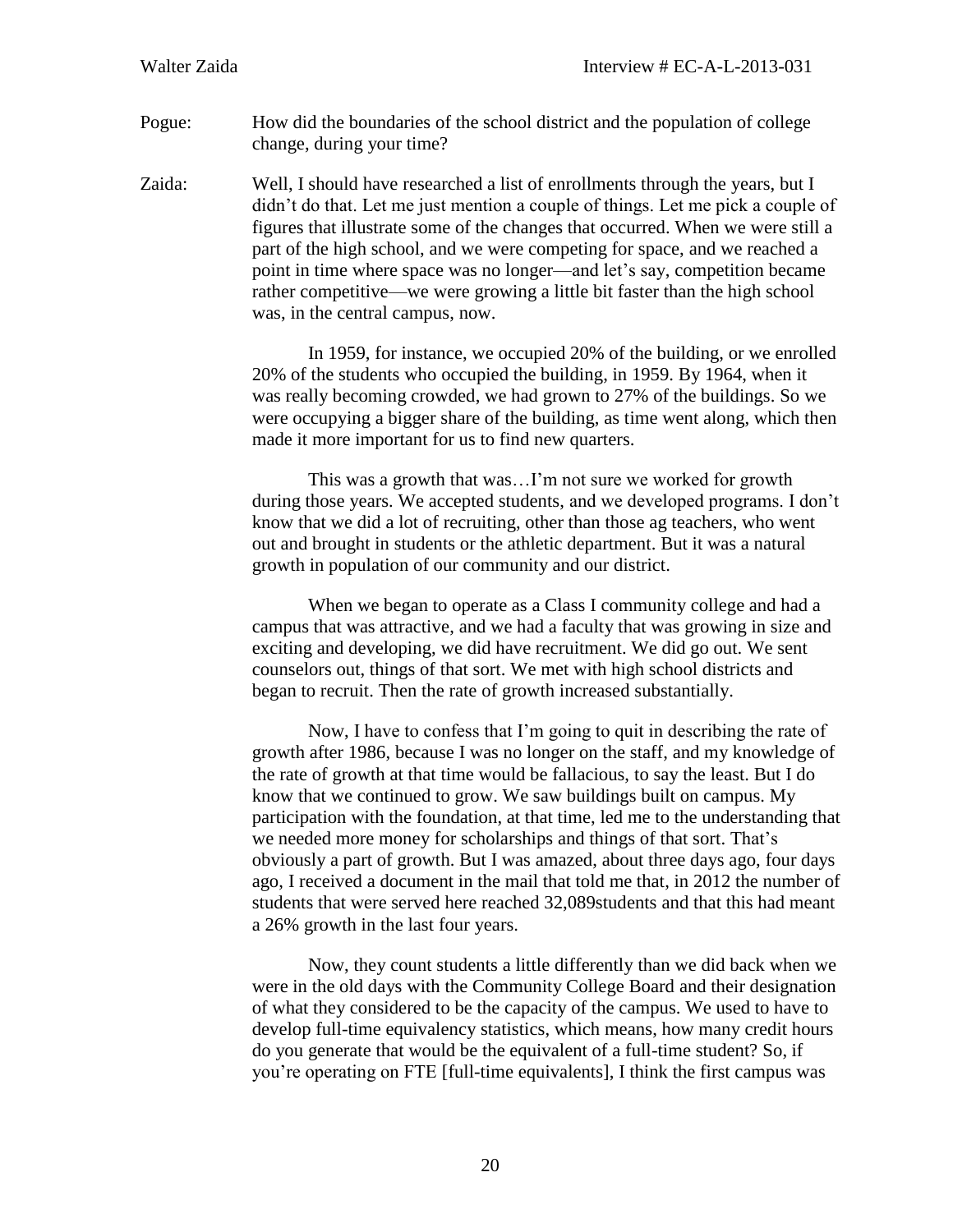Pogue: How did the boundaries of the school district and the population of college change, during your time?

Zaida: Well, I should have researched a list of enrollments through the years, but I didn't do that. Let me just mention a couple of things. Let me pick a couple of figures that illustrate some of the changes that occurred. When we were still a part of the high school, and we were competing for space, and we reached a point in time where space was no longer—and let's say, competition became rather competitive—we were growing a little bit faster than the high school was, in the central campus, now.

In 1959, for instance, we occupied 20% of the building, or we enrolled 20% of the students who occupied the building, in 1959. By 1964, when it was really becoming crowded, we had grown to 27% of the buildings. So we were occupying a bigger share of the building, as time went along, which then made it more important for us to find new quarters.

This was a growth that was…I'm not sure we worked for growth during those years. We accepted students, and we developed programs. I don't know that we did a lot of recruiting, other than those ag teachers, who went out and brought in students or the athletic department. But it was a natural growth in population of our community and our district.

When we began to operate as a Class I community college and had a campus that was attractive, and we had a faculty that was growing in size and exciting and developing, we did have recruitment. We did go out. We sent counselors out, things of that sort. We met with high school districts and began to recruit. Then the rate of growth increased substantially.

Now, I have to confess that I'm going to quit in describing the rate of growth after 1986, because I was no longer on the staff, and my knowledge of the rate of growth at that time would be fallacious, to say the least. But I do know that we continued to grow. We saw buildings built on campus. My participation with the foundation, at that time, led me to the understanding that we needed more money for scholarships and things of that sort. That's obviously a part of growth. But I was amazed, about three days ago, four days ago, I received a document in the mail that told me that, in 2012 the number of students that were served here reached 32,089students and that this had meant a 26% growth in the last four years.

Now, they count students a little differently than we did back when we were in the old days with the Community College Board and their designation of what they considered to be the capacity of the campus. We used to have to develop full-time equivalency statistics, which means, how many credit hours do you generate that would be the equivalent of a full-time student? So, if you're operating on FTE [full-time equivalents], I think the first campus was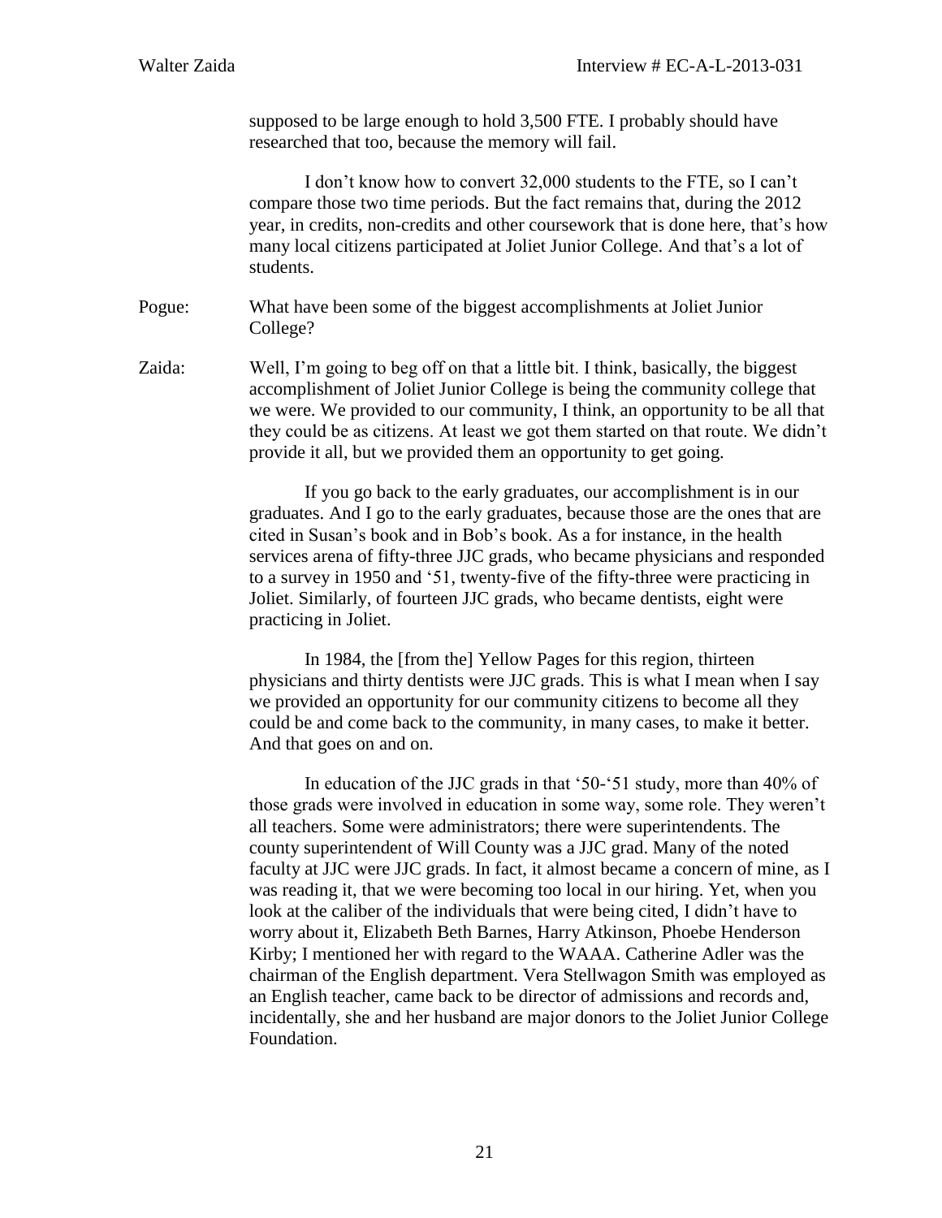supposed to be large enough to hold 3,500 FTE. I probably should have researched that too, because the memory will fail.

I don't know how to convert 32,000 students to the FTE, so I can't compare those two time periods. But the fact remains that, during the 2012 year, in credits, non-credits and other coursework that is done here, that's how many local citizens participated at Joliet Junior College. And that's a lot of students.

Pogue: What have been some of the biggest accomplishments at Joliet Junior College?

Zaida: Well, I'm going to beg off on that a little bit. I think, basically, the biggest accomplishment of Joliet Junior College is being the community college that we were. We provided to our community, I think, an opportunity to be all that they could be as citizens. At least we got them started on that route. We didn't provide it all, but we provided them an opportunity to get going.

If you go back to the early graduates, our accomplishment is in our graduates. And I go to the early graduates, because those are the ones that are cited in Susan's book and in Bob's book. As a for instance, in the health services arena of fifty-three JJC grads, who became physicians and responded to a survey in 1950 and '51, twenty-five of the fifty-three were practicing in Joliet. Similarly, of fourteen JJC grads, who became dentists, eight were practicing in Joliet.

In 1984, the [from the] Yellow Pages for this region, thirteen physicians and thirty dentists were JJC grads. This is what I mean when I say we provided an opportunity for our community citizens to become all they could be and come back to the community, in many cases, to make it better. And that goes on and on.

In education of the JJC grads in that '50-'51 study, more than 40% of those grads were involved in education in some way, some role. They weren't all teachers. Some were administrators; there were superintendents. The county superintendent of Will County was a JJC grad. Many of the noted faculty at JJC were JJC grads. In fact, it almost became a concern of mine, as I was reading it, that we were becoming too local in our hiring. Yet, when you look at the caliber of the individuals that were being cited, I didn't have to worry about it, Elizabeth Beth Barnes, Harry Atkinson, Phoebe Henderson Kirby; I mentioned her with regard to the WAAA. Catherine Adler was the chairman of the English department. Vera Stellwagon Smith was employed as an English teacher, came back to be director of admissions and records and, incidentally, she and her husband are major donors to the Joliet Junior College Foundation.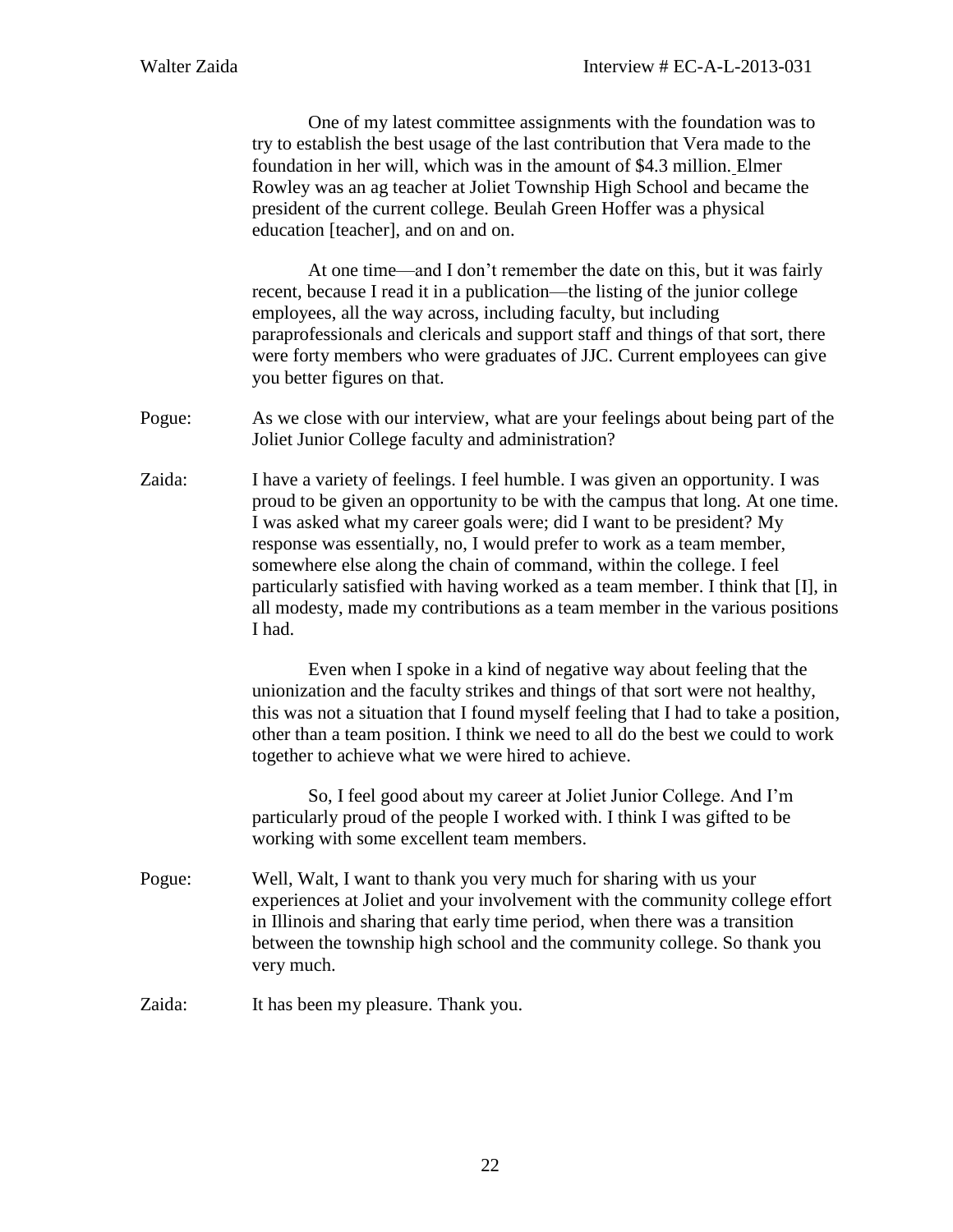One of my latest committee assignments with the foundation was to try to establish the best usage of the last contribution that Vera made to the foundation in her will, which was in the amount of $4.3 million. Elmer Rowley was an ag teacher at Joliet Township High School and became the president of the current college. Beulah Green Hoffer was a physical education [teacher], and on and on.

At one time—and I don't remember the date on this, but it was fairly recent, because I read it in a publication—the listing of the junior college employees, all the way across, including faculty, but including paraprofessionals and clericals and support staff and things of that sort, there were forty members who were graduates of JJC. Current employees can give you better figures on that.

Pogue: As we close with our interview, what are your feelings about being part of the Joliet Junior College faculty and administration?

Zaida: I have a variety of feelings. I feel humble. I was given an opportunity. I was proud to be given an opportunity to be with the campus that long. At one time. I was asked what my career goals were; did I want to be president? My response was essentially, no, I would prefer to work as a team member, somewhere else along the chain of command, within the college. I feel particularly satisfied with having worked as a team member. I think that [I], in all modesty, made my contributions as a team member in the various positions I had.

Even when I spoke in a kind of negative way about feeling that the unionization and the faculty strikes and things of that sort were not healthy, this was not a situation that I found myself feeling that I had to take a position, other than a team position. I think we need to all do the best we could to work together to achieve what we were hired to achieve.

So, I feel good about my career at Joliet Junior College. And I'm particularly proud of the people I worked with. I think I was gifted to be working with some excellent team members.

Pogue: Well, Walt, I want to thank you very much for sharing with us your experiences at Joliet and your involvement with the community college effort in Illinois and sharing that early time period, when there was a transition between the township high school and the community college. So thank you very much.

Zaida: It has been my pleasure. Thank you.